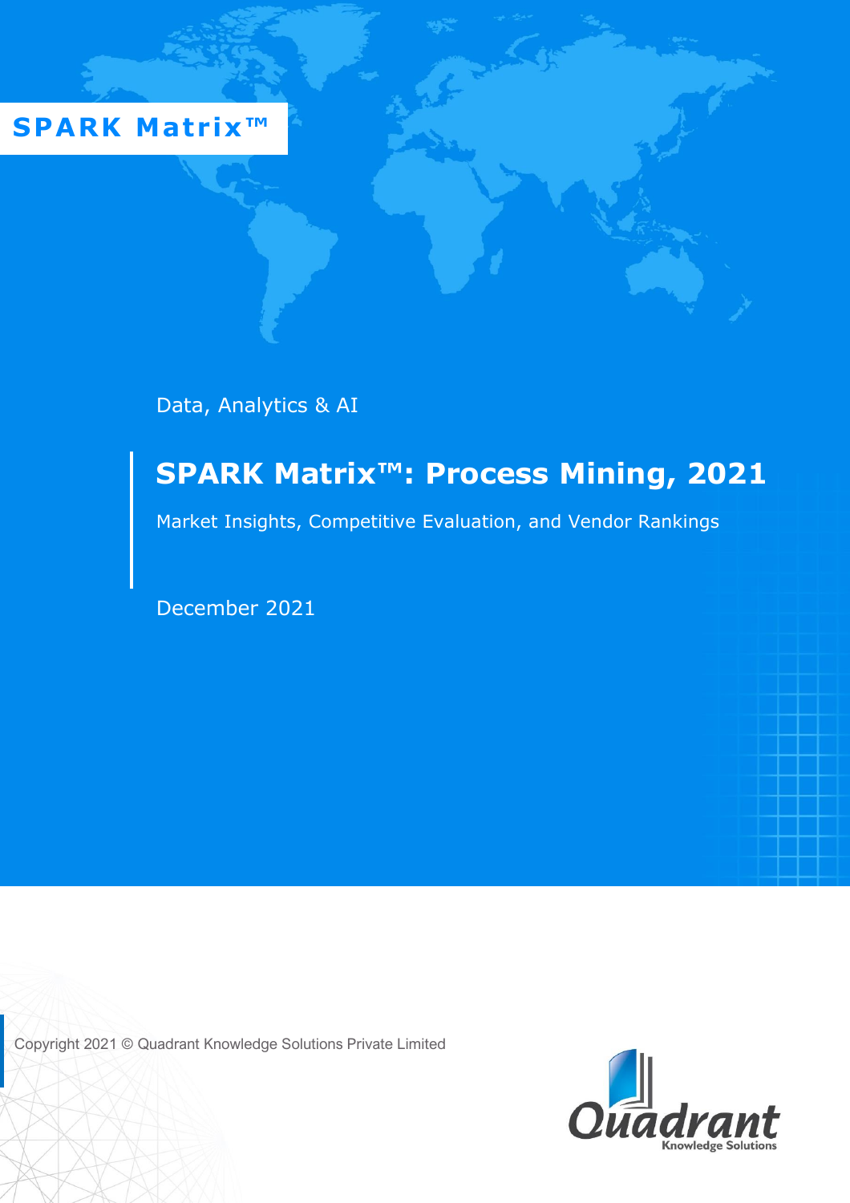SPARK Matrix™

Data, Analytics & AI

# SPARK Matrix™: Process Mining, 2021

Market Insights, Competitive Evaluation, and Vendor Rankings

December 2021

Copyright 2021 © Quadrant Knowledge Solutions Private Limited

Quadrant Knowledge Solutions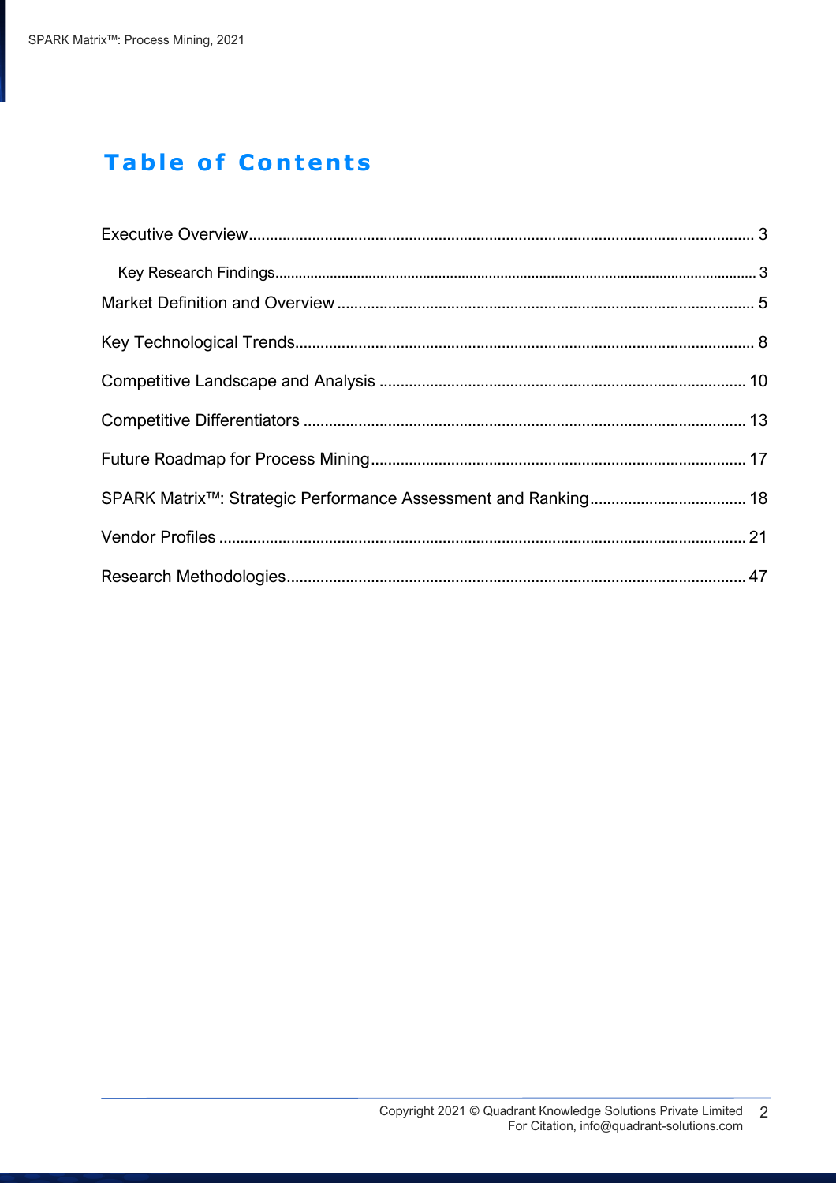# Table of Contents

Executive Overview ..................................................................................................................... 3

- Key Research Findings ........................................................................................................... 3

Market Definition and Overview ................................................................................................. 5

Key Technological Trends .......................................................................................................... 8

Competitive Landscape and Analysis ..................................................................................... 10

Competitive Differentiators ...................................................................................................... 13

Future Roadmap for Process Mining ....................................................................................... 17

SPARK Matrix™: Strategic Performance Assessment and Ranking .................................... 18

Vendor Profiles .......................................................................................................................... 21

Research Methodologies ........................................................................................................... 47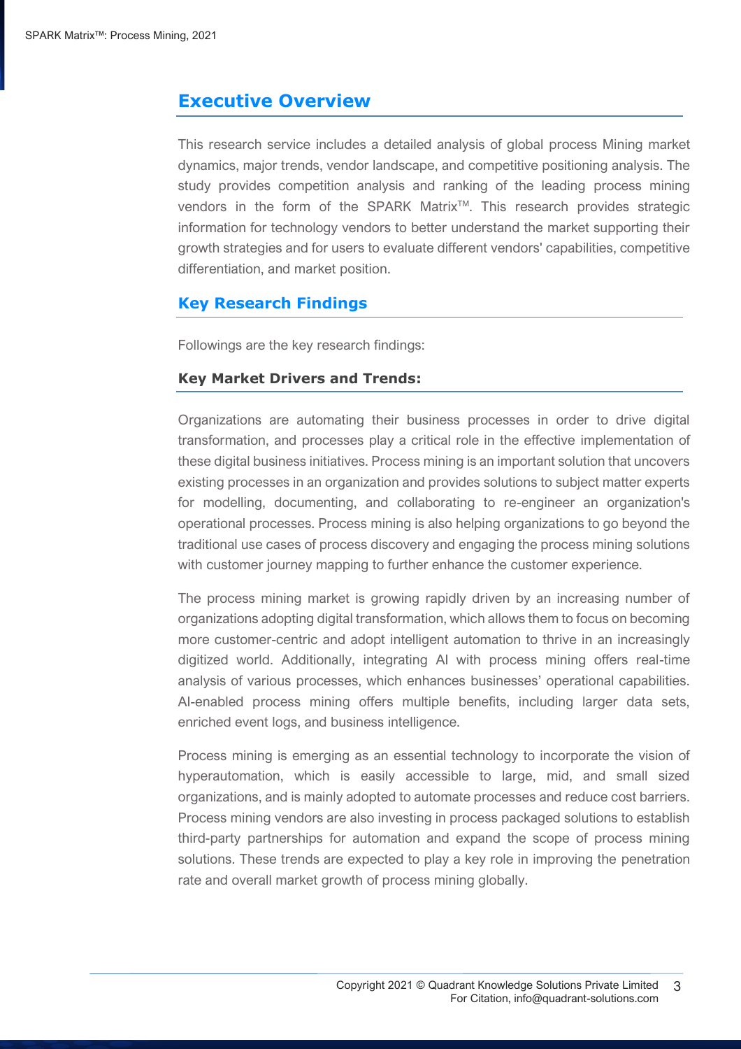## Executive Overview

This research service includes a detailed analysis of global process Mining market dynamics, major trends, vendor landscape, and competitive positioning analysis. The study provides competition analysis and ranking of the leading process mining vendors in the form of the SPARK Matrix™. This research provides strategic information for technology vendors to better understand the market supporting their growth strategies and for users to evaluate different vendors' capabilities, competitive differentiation, and market position.

## Key Research Findings

Followings are the key research findings:

### Key Market Drivers and Trends:

Organizations are automating their business processes in order to drive digital transformation, and processes play a critical role in the effective implementation of these digital business initiatives. Process mining is an important solution that uncovers existing processes in an organization and provides solutions to subject matter experts for modelling, documenting, and collaborating to re-engineer an organization's operational processes. Process mining is also helping organizations to go beyond the traditional use cases of process discovery and engaging the process mining solutions with customer journey mapping to further enhance the customer experience.

The process mining market is growing rapidly driven by an increasing number of organizations adopting digital transformation, which allows them to focus on becoming more customer-centric and adopt intelligent automation to thrive in an increasingly digitized world. Additionally, integrating AI with process mining offers real-time analysis of various processes, which enhances businesses' operational capabilities. AI-enabled process mining offers multiple benefits, including larger data sets, enriched event logs, and business intelligence.

Process mining is emerging as an essential technology to incorporate the vision of hyperautomation, which is easily accessible to large, mid, and small sized organizations, and is mainly adopted to automate processes and reduce cost barriers. Process mining vendors are also investing in process packaged solutions to establish third-party partnerships for automation and expand the scope of process mining solutions. These trends are expected to play a key role in improving the penetration rate and overall market growth of process mining globally.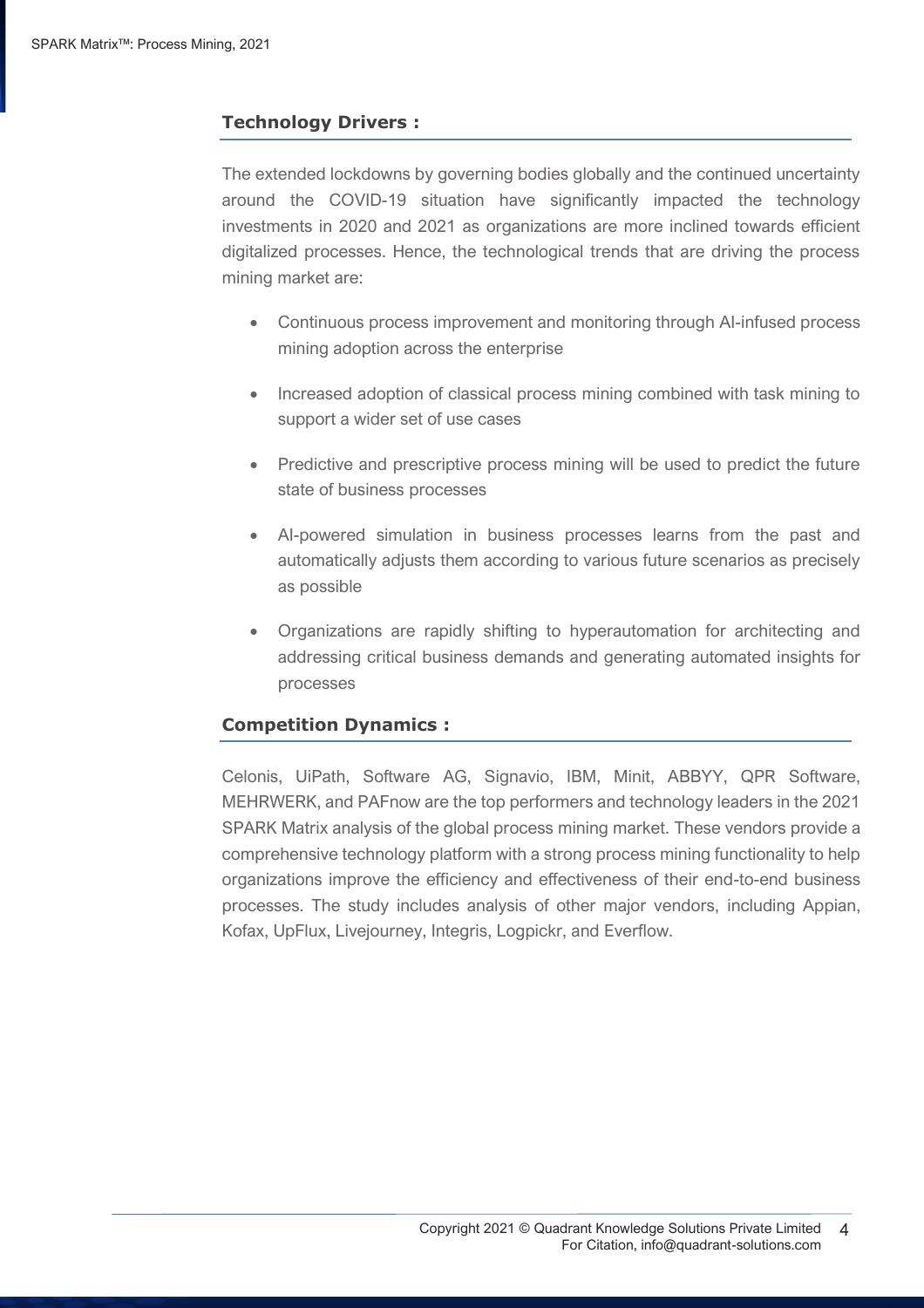## Technology Drivers :

The extended lockdowns by governing bodies globally and the continued uncertainty around the COVID-19 situation have significantly impacted the technology investments in 2020 and 2021 as organizations are more inclined towards efficient digitalized processes. Hence, the technological trends that are driving the process mining market are:

- Continuous process improvement and monitoring through AI-infused process mining adoption across the enterprise
- Increased adoption of classical process mining combined with task mining to support a wider set of use cases
- Predictive and prescriptive process mining will be used to predict the future state of business processes
- AI-powered simulation in business processes learns from the past and automatically adjusts them according to various future scenarios as precisely as possible
- Organizations are rapidly shifting to hyperautomation for architecting and addressing critical business demands and generating automated insights for processes

## Competition Dynamics :

Celonis, UiPath, Software AG, Signavio, IBM, Minit, ABBYY, QPR Software, MEHRWERK, and PAFnow are the top performers and technology leaders in the 2021 SPARK Matrix analysis of the global process mining market. These vendors provide a comprehensive technology platform with a strong process mining functionality to help organizations improve the efficiency and effectiveness of their end-to-end business processes. The study includes analysis of other major vendors, including Appian, Kofax, UpFlux, Livejourney, Integris, Logpickr, and Everflow.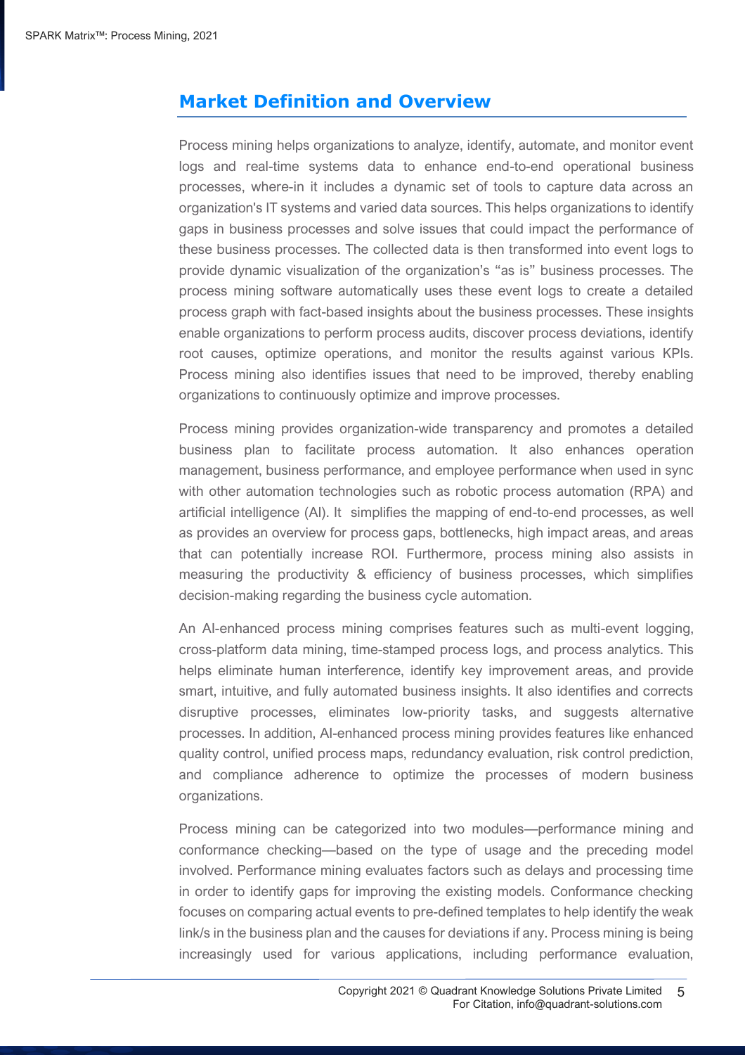## Market Definition and Overview

Process mining helps organizations to analyze, identify, automate, and monitor event logs and real-time systems data to enhance end-to-end operational business processes, where-in it includes a dynamic set of tools to capture data across an organization's IT systems and varied data sources. This helps organizations to identify gaps in business processes and solve issues that could impact the performance of these business processes. The collected data is then transformed into event logs to provide dynamic visualization of the organization's "as is" business processes. The process mining software automatically uses these event logs to create a detailed process graph with fact-based insights about the business processes. These insights enable organizations to perform process audits, discover process deviations, identify root causes, optimize operations, and monitor the results against various KPIs. Process mining also identifies issues that need to be improved, thereby enabling organizations to continuously optimize and improve processes.

Process mining provides organization-wide transparency and promotes a detailed business plan to facilitate process automation. It also enhances operation management, business performance, and employee performance when used in sync with other automation technologies such as robotic process automation (RPA) and artificial intelligence (AI). It simplifies the mapping of end-to-end processes, as well as provides an overview for process gaps, bottlenecks, high impact areas, and areas that can potentially increase ROI. Furthermore, process mining also assists in measuring the productivity & efficiency of business processes, which simplifies decision-making regarding the business cycle automation.

An AI-enhanced process mining comprises features such as multi-event logging, cross-platform data mining, time-stamped process logs, and process analytics. This helps eliminate human interference, identify key improvement areas, and provide smart, intuitive, and fully automated business insights. It also identifies and corrects disruptive processes, eliminates low-priority tasks, and suggests alternative processes. In addition, AI-enhanced process mining provides features like enhanced quality control, unified process maps, redundancy evaluation, risk control prediction, and compliance adherence to optimize the processes of modern business organizations.

Process mining can be categorized into two modules—performance mining and conformance checking—based on the type of usage and the preceding model involved. Performance mining evaluates factors such as delays and processing time in order to identify gaps for improving the existing models. Conformance checking focuses on comparing actual events to pre-defined templates to help identify the weak link/s in the business plan and the causes for deviations if any. Process mining is being increasingly used for various applications, including performance evaluation,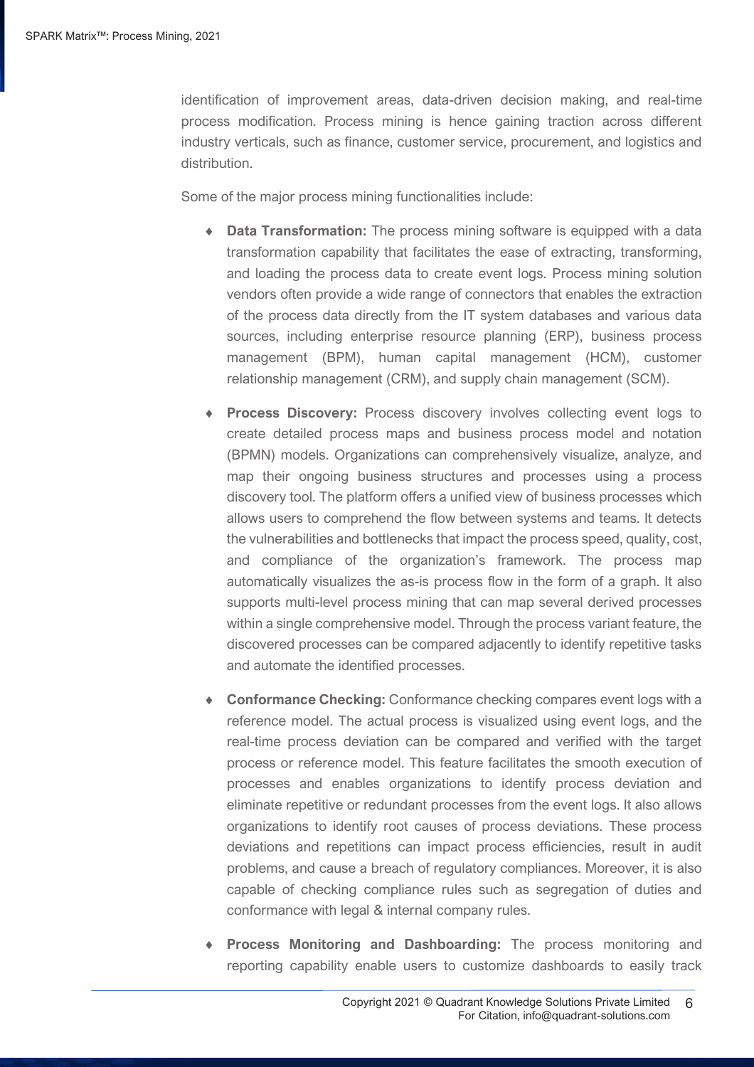identification of improvement areas, data-driven decision making, and real-time process modification. Process mining is hence gaining traction across different industry verticals, such as finance, customer service, procurement, and logistics and distribution.

Some of the major process mining functionalities include:

- **Data Transformation:** The process mining software is equipped with a data transformation capability that facilitates the ease of extracting, transforming, and loading the process data to create event logs. Process mining solution vendors often provide a wide range of connectors that enables the extraction of the process data directly from the IT system databases and various data sources, including enterprise resource planning (ERP), business process management (BPM), human capital management (HCM), customer relationship management (CRM), and supply chain management (SCM).

- **Process Discovery:** Process discovery involves collecting event logs to create detailed process maps and business process model and notation (BPMN) models. Organizations can comprehensively visualize, analyze, and map their ongoing business structures and processes using a process discovery tool. The platform offers a unified view of business processes which allows users to comprehend the flow between systems and teams. It detects the vulnerabilities and bottlenecks that impact the process speed, quality, cost, and compliance of the organization's framework. The process map automatically visualizes the as-is process flow in the form of a graph. It also supports multi-level process mining that can map several derived processes within a single comprehensive model. Through the process variant feature, the discovered processes can be compared adjacently to identify repetitive tasks and automate the identified processes.

- **Conformance Checking:** Conformance checking compares event logs with a reference model. The actual process is visualized using event logs, and the real-time process deviation can be compared and verified with the target process or reference model. This feature facilitates the smooth execution of processes and enables organizations to identify process deviation and eliminate repetitive or redundant processes from the event logs. It also allows organizations to identify root causes of process deviations. These process deviations and repetitions can impact process efficiencies, result in audit problems, and cause a breach of regulatory compliances. Moreover, it is also capable of checking compliance rules such as segregation of duties and conformance with legal & internal company rules.

- **Process Monitoring and Dashboarding:** The process monitoring and reporting capability enable users to customize dashboards to easily track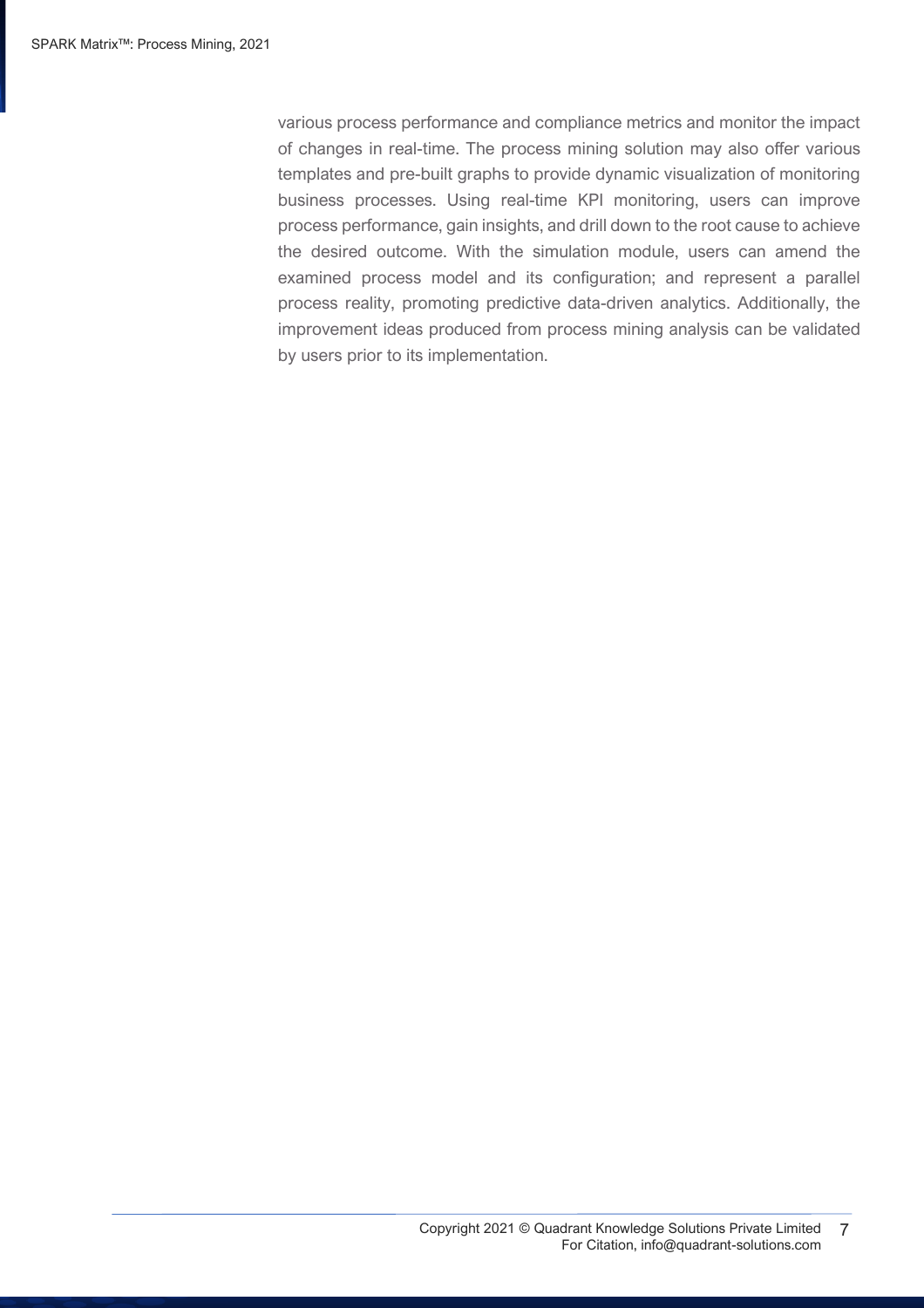various process performance and compliance metrics and monitor the impact of changes in real-time. The process mining solution may also offer various templates and pre-built graphs to provide dynamic visualization of monitoring business processes. Using real-time KPI monitoring, users can improve process performance, gain insights, and drill down to the root cause to achieve the desired outcome. With the simulation module, users can amend the examined process model and its configuration; and represent a parallel process reality, promoting predictive data-driven analytics. Additionally, the improvement ideas produced from process mining analysis can be validated by users prior to its implementation.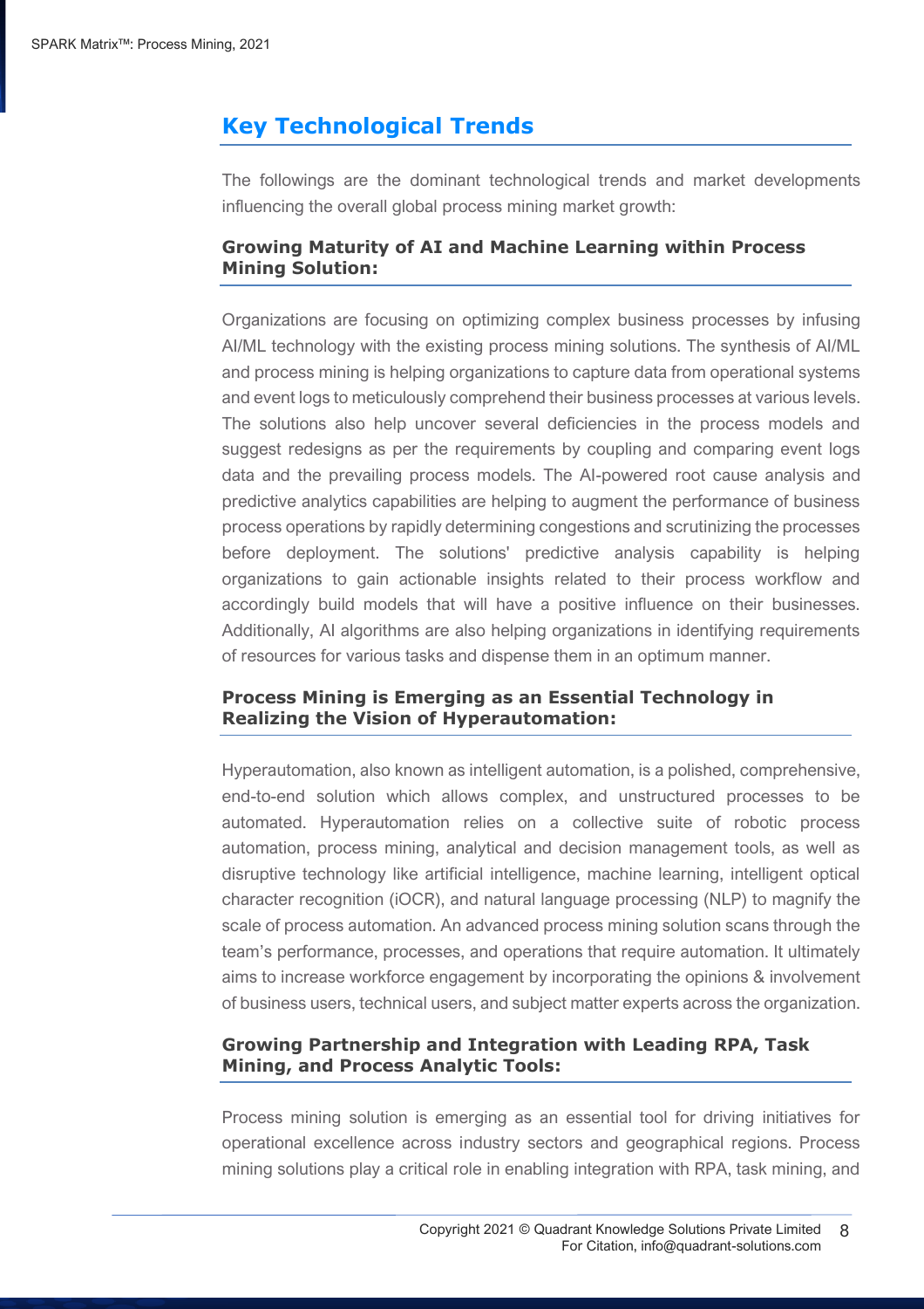## Key Technological Trends

The followings are the dominant technological trends and market developments influencing the overall global process mining market growth:

### Growing Maturity of AI and Machine Learning within Process Mining Solution:

Organizations are focusing on optimizing complex business processes by infusing AI/ML technology with the existing process mining solutions. The synthesis of AI/ML and process mining is helping organizations to capture data from operational systems and event logs to meticulously comprehend their business processes at various levels. The solutions also help uncover several deficiencies in the process models and suggest redesigns as per the requirements by coupling and comparing event logs data and the prevailing process models. The AI-powered root cause analysis and predictive analytics capabilities are helping to augment the performance of business process operations by rapidly determining congestions and scrutinizing the processes before deployment. The solutions' predictive analysis capability is helping organizations to gain actionable insights related to their process workflow and accordingly build models that will have a positive influence on their businesses. Additionally, AI algorithms are also helping organizations in identifying requirements of resources for various tasks and dispense them in an optimum manner.

### Process Mining is Emerging as an Essential Technology in Realizing the Vision of Hyperautomation:

Hyperautomation, also known as intelligent automation, is a polished, comprehensive, end-to-end solution which allows complex, and unstructured processes to be automated. Hyperautomation relies on a collective suite of robotic process automation, process mining, analytical and decision management tools, as well as disruptive technology like artificial intelligence, machine learning, intelligent optical character recognition (iOCR), and natural language processing (NLP) to magnify the scale of process automation. An advanced process mining solution scans through the team's performance, processes, and operations that require automation. It ultimately aims to increase workforce engagement by incorporating the opinions & involvement of business users, technical users, and subject matter experts across the organization.

### Growing Partnership and Integration with Leading RPA, Task Mining, and Process Analytic Tools:

Process mining solution is emerging as an essential tool for driving initiatives for operational excellence across industry sectors and geographical regions. Process mining solutions play a critical role in enabling integration with RPA, task mining, and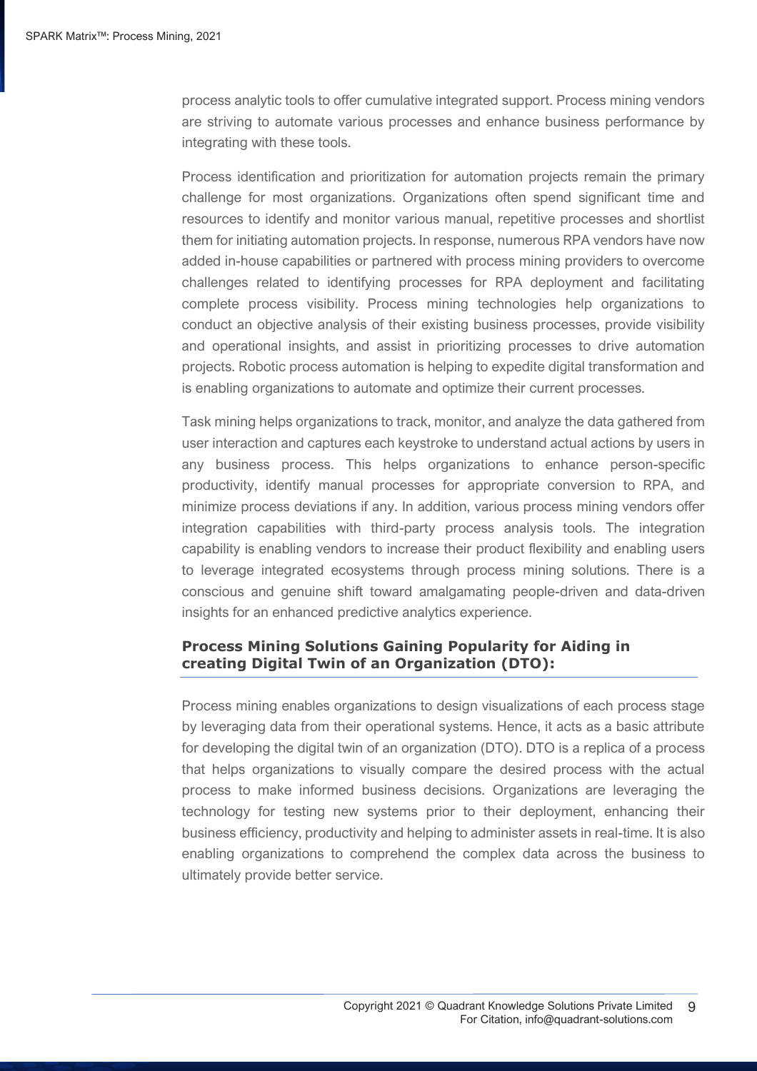process analytic tools to offer cumulative integrated support. Process mining vendors are striving to automate various processes and enhance business performance by integrating with these tools.

Process identification and prioritization for automation projects remain the primary challenge for most organizations. Organizations often spend significant time and resources to identify and monitor various manual, repetitive processes and shortlist them for initiating automation projects. In response, numerous RPA vendors have now added in-house capabilities or partnered with process mining providers to overcome challenges related to identifying processes for RPA deployment and facilitating complete process visibility. Process mining technologies help organizations to conduct an objective analysis of their existing business processes, provide visibility and operational insights, and assist in prioritizing processes to drive automation projects. Robotic process automation is helping to expedite digital transformation and is enabling organizations to automate and optimize their current processes.

Task mining helps organizations to track, monitor, and analyze the data gathered from user interaction and captures each keystroke to understand actual actions by users in any business process. This helps organizations to enhance person-specific productivity, identify manual processes for appropriate conversion to RPA, and minimize process deviations if any. In addition, various process mining vendors offer integration capabilities with third-party process analysis tools. The integration capability is enabling vendors to increase their product flexibility and enabling users to leverage integrated ecosystems through process mining solutions. There is a conscious and genuine shift toward amalgamating people-driven and data-driven insights for an enhanced predictive analytics experience.

### Process Mining Solutions Gaining Popularity for Aiding in creating Digital Twin of an Organization (DTO):

Process mining enables organizations to design visualizations of each process stage by leveraging data from their operational systems. Hence, it acts as a basic attribute for developing the digital twin of an organization (DTO). DTO is a replica of a process that helps organizations to visually compare the desired process with the actual process to make informed business decisions. Organizations are leveraging the technology for testing new systems prior to their deployment, enhancing their business efficiency, productivity and helping to administer assets in real-time. It is also enabling organizations to comprehend the complex data across the business to ultimately provide better service.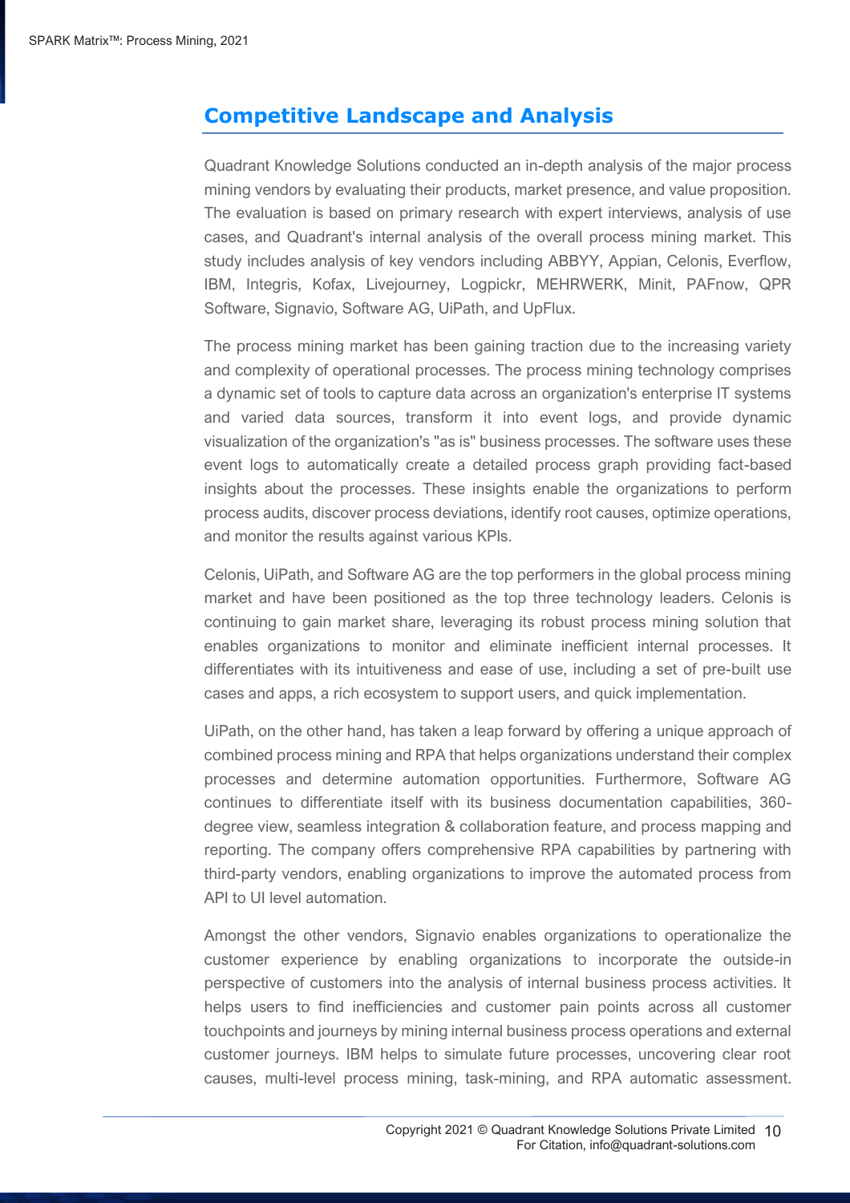## Competitive Landscape and Analysis

Quadrant Knowledge Solutions conducted an in-depth analysis of the major process mining vendors by evaluating their products, market presence, and value proposition. The evaluation is based on primary research with expert interviews, analysis of use cases, and Quadrant's internal analysis of the overall process mining market. This study includes analysis of key vendors including ABBYY, Appian, Celonis, Everflow, IBM, Integris, Kofax, Livejourney, Logpickr, MEHRWERK, Minit, PAFnow, QPR Software, Signavio, Software AG, UiPath, and UpFlux.

The process mining market has been gaining traction due to the increasing variety and complexity of operational processes. The process mining technology comprises a dynamic set of tools to capture data across an organization's enterprise IT systems and varied data sources, transform it into event logs, and provide dynamic visualization of the organization's "as is" business processes. The software uses these event logs to automatically create a detailed process graph providing fact-based insights about the processes. These insights enable the organizations to perform process audits, discover process deviations, identify root causes, optimize operations, and monitor the results against various KPIs.

Celonis, UiPath, and Software AG are the top performers in the global process mining market and have been positioned as the top three technology leaders. Celonis is continuing to gain market share, leveraging its robust process mining solution that enables organizations to monitor and eliminate inefficient internal processes. It differentiates with its intuitiveness and ease of use, including a set of pre-built use cases and apps, a rich ecosystem to support users, and quick implementation.

UiPath, on the other hand, has taken a leap forward by offering a unique approach of combined process mining and RPA that helps organizations understand their complex processes and determine automation opportunities. Furthermore, Software AG continues to differentiate itself with its business documentation capabilities, 360-degree view, seamless integration & collaboration feature, and process mapping and reporting. The company offers comprehensive RPA capabilities by partnering with third-party vendors, enabling organizations to improve the automated process from API to UI level automation.

Amongst the other vendors, Signavio enables organizations to operationalize the customer experience by enabling organizations to incorporate the outside-in perspective of customers into the analysis of internal business process activities. It helps users to find inefficiencies and customer pain points across all customer touchpoints and journeys by mining internal business process operations and external customer journeys. IBM helps to simulate future processes, uncovering clear root causes, multi-level process mining, task-mining, and RPA automatic assessment.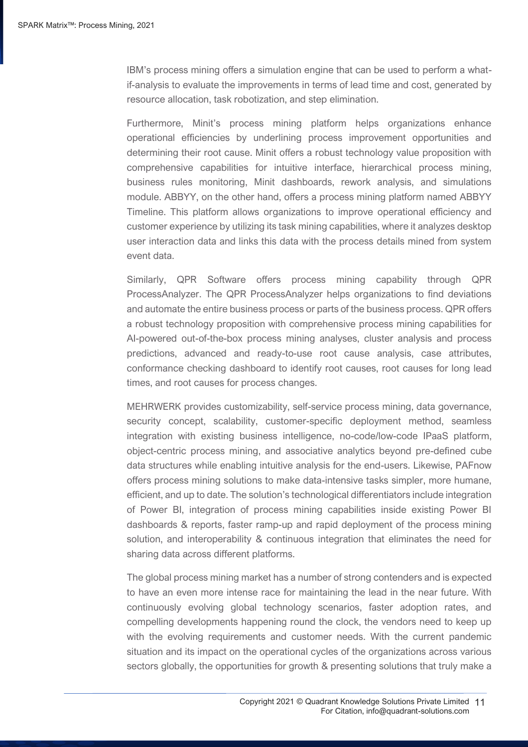IBM's process mining offers a simulation engine that can be used to perform a what-if-analysis to evaluate the improvements in terms of lead time and cost, generated by resource allocation, task robotization, and step elimination.

Furthermore, Minit's process mining platform helps organizations enhance operational efficiencies by underlining process improvement opportunities and determining their root cause. Minit offers a robust technology value proposition with comprehensive capabilities for intuitive interface, hierarchical process mining, business rules monitoring, Minit dashboards, rework analysis, and simulations module. ABBYY, on the other hand, offers a process mining platform named ABBYY Timeline. This platform allows organizations to improve operational efficiency and customer experience by utilizing its task mining capabilities, where it analyzes desktop user interaction data and links this data with the process details mined from system event data.

Similarly, QPR Software offers process mining capability through QPR ProcessAnalyzer. The QPR ProcessAnalyzer helps organizations to find deviations and automate the entire business process or parts of the business process. QPR offers a robust technology proposition with comprehensive process mining capabilities for AI-powered out-of-the-box process mining analyses, cluster analysis and process predictions, advanced and ready-to-use root cause analysis, case attributes, conformance checking dashboard to identify root causes, root causes for long lead times, and root causes for process changes.

MEHRWERK provides customizability, self-service process mining, data governance, security concept, scalability, customer-specific deployment method, seamless integration with existing business intelligence, no-code/low-code IPaaS platform, object-centric process mining, and associative analytics beyond pre-defined cube data structures while enabling intuitive analysis for the end-users. Likewise, PAFnow offers process mining solutions to make data-intensive tasks simpler, more humane, efficient, and up to date. The solution's technological differentiators include integration of Power BI, integration of process mining capabilities inside existing Power BI dashboards & reports, faster ramp-up and rapid deployment of the process mining solution, and interoperability & continuous integration that eliminates the need for sharing data across different platforms.

The global process mining market has a number of strong contenders and is expected to have an even more intense race for maintaining the lead in the near future. With continuously evolving global technology scenarios, faster adoption rates, and compelling developments happening round the clock, the vendors need to keep up with the evolving requirements and customer needs. With the current pandemic situation and its impact on the operational cycles of the organizations across various sectors globally, the opportunities for growth & presenting solutions that truly make a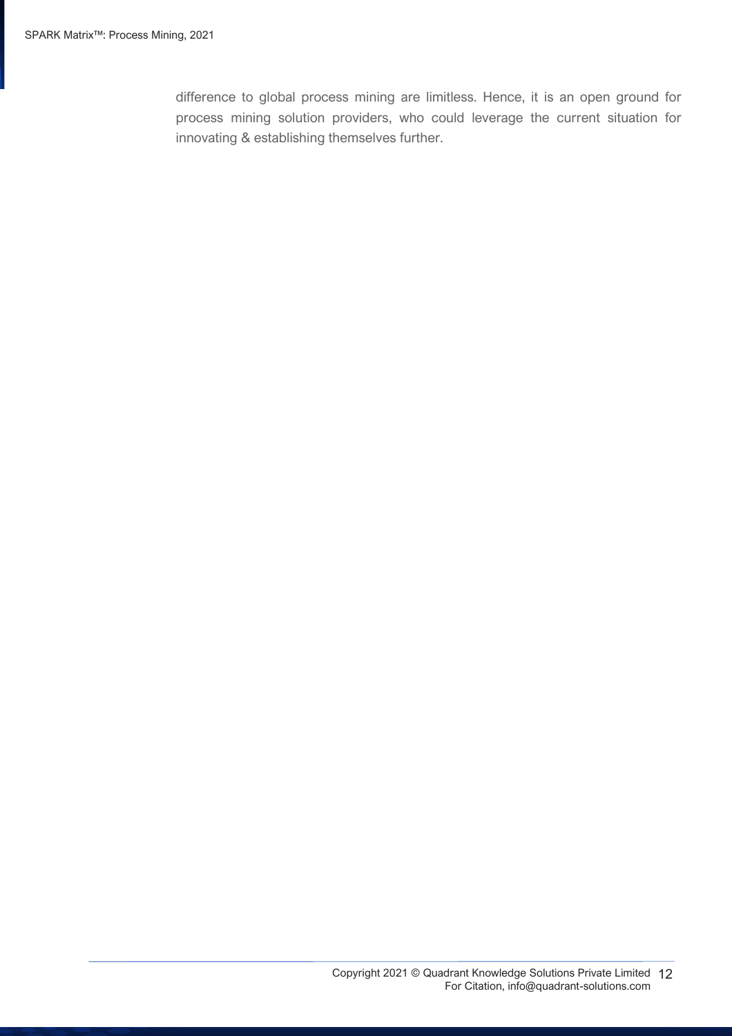difference to global process mining are limitless. Hence, it is an open ground for process mining solution providers, who could leverage the current situation for innovating & establishing themselves further.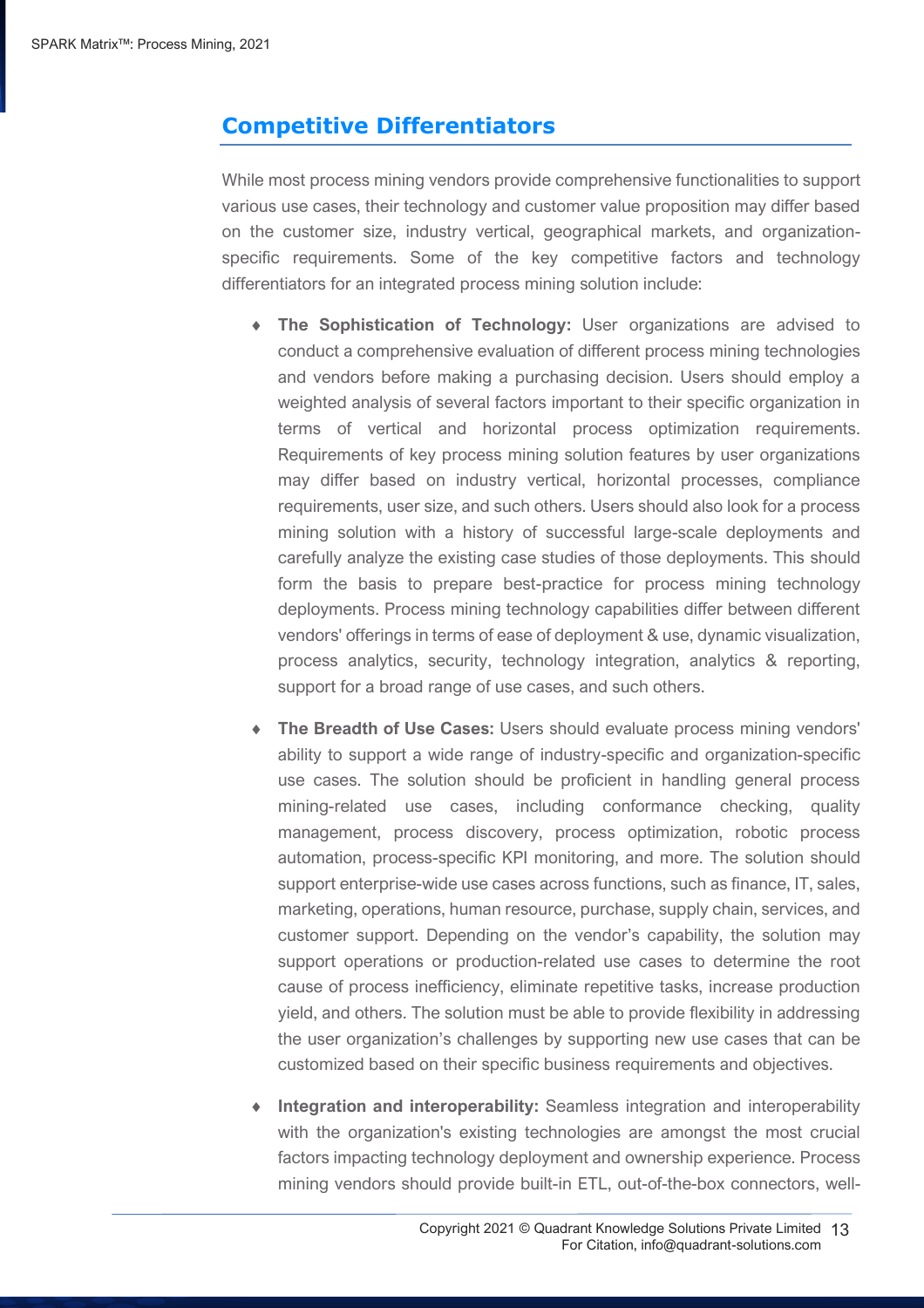## Competitive Differentiators

While most process mining vendors provide comprehensive functionalities to support various use cases, their technology and customer value proposition may differ based on the customer size, industry vertical, geographical markets, and organization-specific requirements. Some of the key competitive factors and technology differentiators for an integrated process mining solution include:

- **The Sophistication of Technology:** User organizations are advised to conduct a comprehensive evaluation of different process mining technologies and vendors before making a purchasing decision. Users should employ a weighted analysis of several factors important to their specific organization in terms of vertical and horizontal process optimization requirements. Requirements of key process mining solution features by user organizations may differ based on industry vertical, horizontal processes, compliance requirements, user size, and such others. Users should also look for a process mining solution with a history of successful large-scale deployments and carefully analyze the existing case studies of those deployments. This should form the basis to prepare best-practice for process mining technology deployments. Process mining technology capabilities differ between different vendors' offerings in terms of ease of deployment & use, dynamic visualization, process analytics, security, technology integration, analytics & reporting, support for a broad range of use cases, and such others.

- **The Breadth of Use Cases:** Users should evaluate process mining vendors' ability to support a wide range of industry-specific and organization-specific use cases. The solution should be proficient in handling general process mining-related use cases, including conformance checking, quality management, process discovery, process optimization, robotic process automation, process-specific KPI monitoring, and more. The solution should support enterprise-wide use cases across functions, such as finance, IT, sales, marketing, operations, human resource, purchase, supply chain, services, and customer support. Depending on the vendor's capability, the solution may support operations or production-related use cases to determine the root cause of process inefficiency, eliminate repetitive tasks, increase production yield, and others. The solution must be able to provide flexibility in addressing the user organization's challenges by supporting new use cases that can be customized based on their specific business requirements and objectives.

- **Integration and interoperability:** Seamless integration and interoperability with the organization's existing technologies are amongst the most crucial factors impacting technology deployment and ownership experience. Process mining vendors should provide built-in ETL, out-of-the-box connectors, well-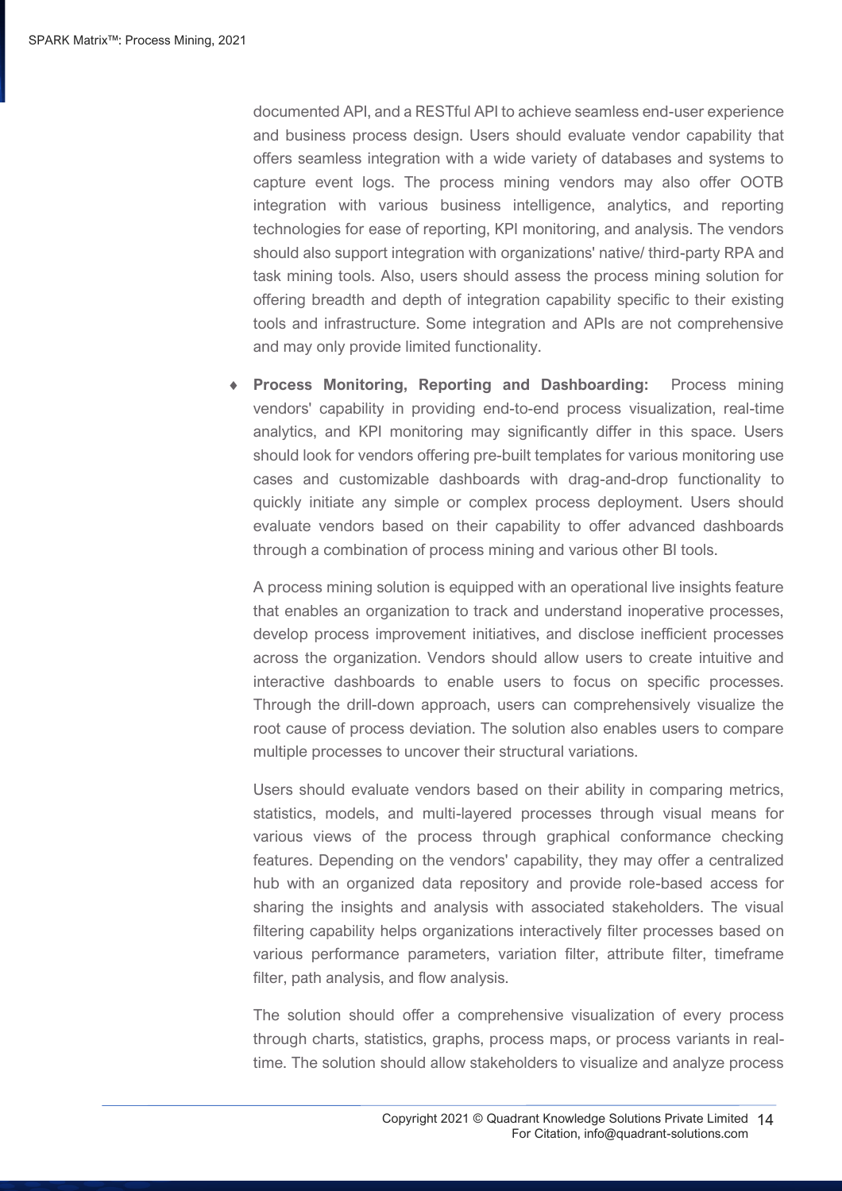documented API, and a RESTful API to achieve seamless end-user experience and business process design. Users should evaluate vendor capability that offers seamless integration with a wide variety of databases and systems to capture event logs. The process mining vendors may also offer OOTB integration with various business intelligence, analytics, and reporting technologies for ease of reporting, KPI monitoring, and analysis. The vendors should also support integration with organizations' native/ third-party RPA and task mining tools. Also, users should assess the process mining solution for offering breadth and depth of integration capability specific to their existing tools and infrastructure. Some integration and APIs are not comprehensive and may only provide limited functionality.

- **Process Monitoring, Reporting and Dashboarding:** Process mining vendors' capability in providing end-to-end process visualization, real-time analytics, and KPI monitoring may significantly differ in this space. Users should look for vendors offering pre-built templates for various monitoring use cases and customizable dashboards with drag-and-drop functionality to quickly initiate any simple or complex process deployment. Users should evaluate vendors based on their capability to offer advanced dashboards through a combination of process mining and various other BI tools.

  A process mining solution is equipped with an operational live insights feature that enables an organization to track and understand inoperative processes, develop process improvement initiatives, and disclose inefficient processes across the organization. Vendors should allow users to create intuitive and interactive dashboards to enable users to focus on specific processes. Through the drill-down approach, users can comprehensively visualize the root cause of process deviation. The solution also enables users to compare multiple processes to uncover their structural variations.

  Users should evaluate vendors based on their ability in comparing metrics, statistics, models, and multi-layered processes through visual means for various views of the process through graphical conformance checking features. Depending on the vendors' capability, they may offer a centralized hub with an organized data repository and provide role-based access for sharing the insights and analysis with associated stakeholders. The visual filtering capability helps organizations interactively filter processes based on various performance parameters, variation filter, attribute filter, timeframe filter, path analysis, and flow analysis.

  The solution should offer a comprehensive visualization of every process through charts, statistics, graphs, process maps, or process variants in real-time. The solution should allow stakeholders to visualize and analyze process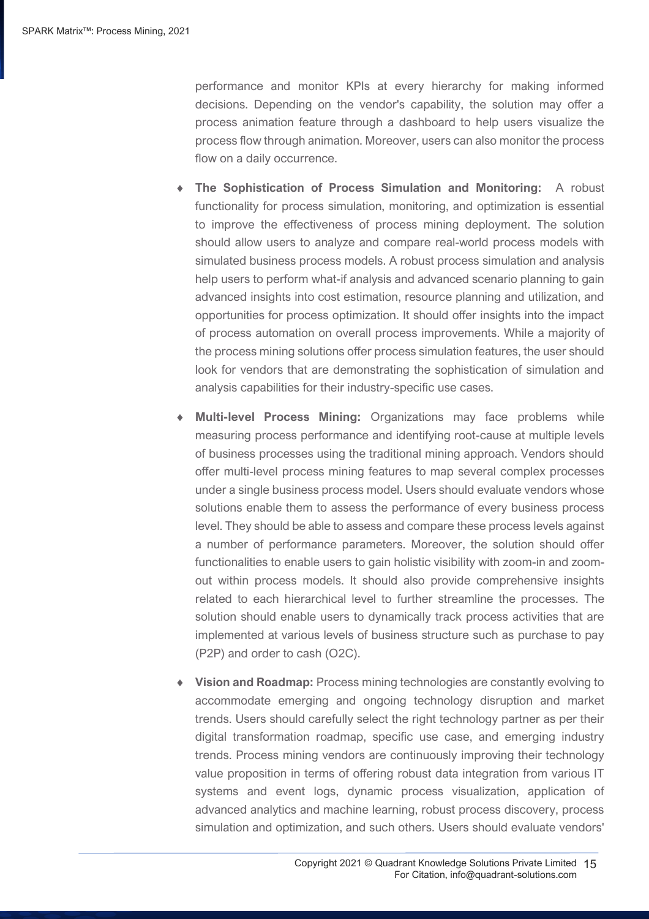performance and monitor KPIs at every hierarchy for making informed decisions. Depending on the vendor's capability, the solution may offer a process animation feature through a dashboard to help users visualize the process flow through animation. Moreover, users can also monitor the process flow on a daily occurrence.

- **The Sophistication of Process Simulation and Monitoring:** A robust functionality for process simulation, monitoring, and optimization is essential to improve the effectiveness of process mining deployment. The solution should allow users to analyze and compare real-world process models with simulated business process models. A robust process simulation and analysis help users to perform what-if analysis and advanced scenario planning to gain advanced insights into cost estimation, resource planning and utilization, and opportunities for process optimization. It should offer insights into the impact of process automation on overall process improvements. While a majority of the process mining solutions offer process simulation features, the user should look for vendors that are demonstrating the sophistication of simulation and analysis capabilities for their industry-specific use cases.

- **Multi-level Process Mining:** Organizations may face problems while measuring process performance and identifying root-cause at multiple levels of business processes using the traditional mining approach. Vendors should offer multi-level process mining features to map several complex processes under a single business process model. Users should evaluate vendors whose solutions enable them to assess the performance of every business process level. They should be able to assess and compare these process levels against a number of performance parameters. Moreover, the solution should offer functionalities to enable users to gain holistic visibility with zoom-in and zoom-out within process models. It should also provide comprehensive insights related to each hierarchical level to further streamline the processes. The solution should enable users to dynamically track process activities that are implemented at various levels of business structure such as purchase to pay (P2P) and order to cash (O2C).

- **Vision and Roadmap:** Process mining technologies are constantly evolving to accommodate emerging and ongoing technology disruption and market trends. Users should carefully select the right technology partner as per their digital transformation roadmap, specific use case, and emerging industry trends. Process mining vendors are continuously improving their technology value proposition in terms of offering robust data integration from various IT systems and event logs, dynamic process visualization, application of advanced analytics and machine learning, robust process discovery, process simulation and optimization, and such others. Users should evaluate vendors'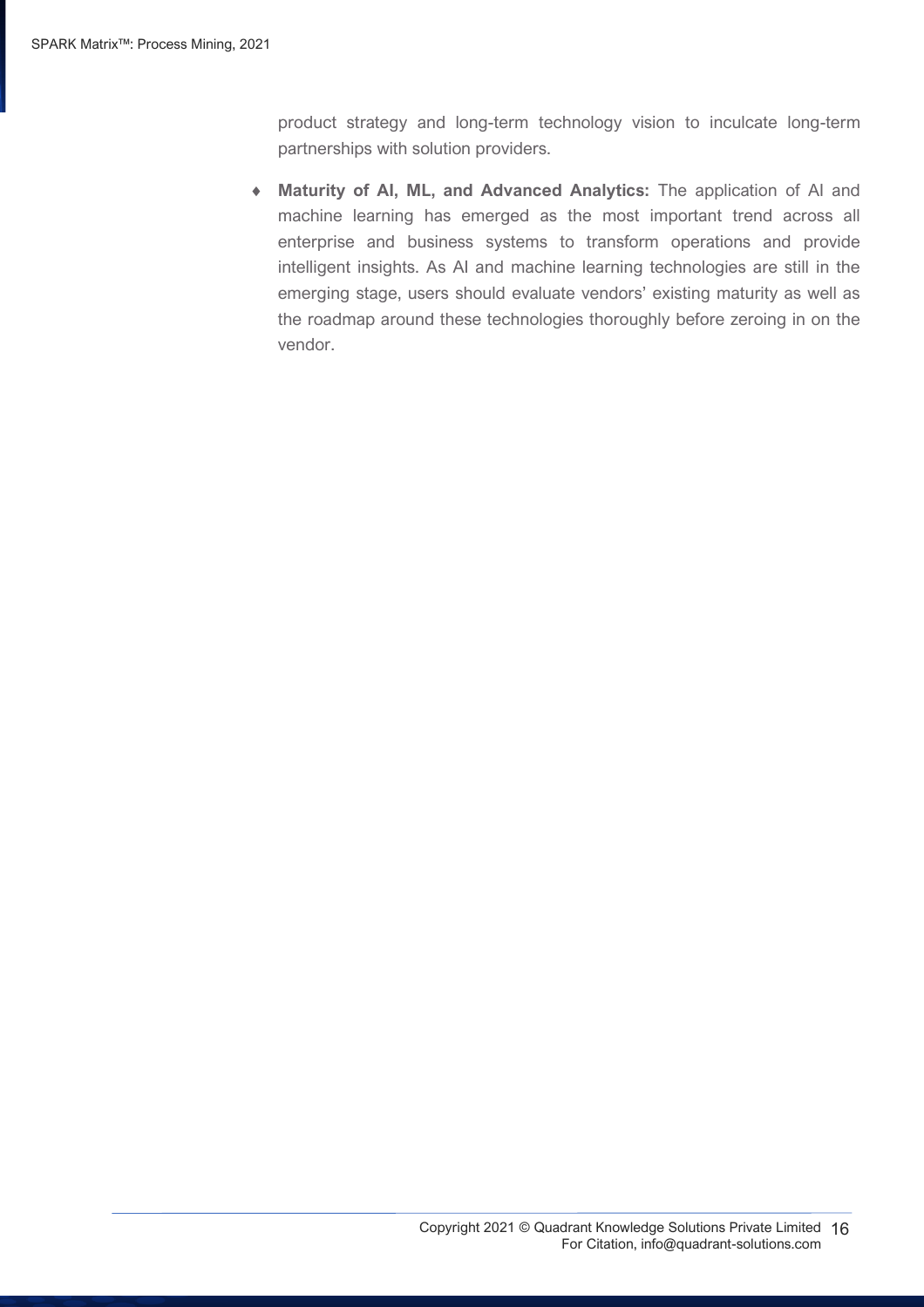product strategy and long-term technology vision to inculcate long-term partnerships with solution providers.

- **Maturity of AI, ML, and Advanced Analytics:** The application of AI and machine learning has emerged as the most important trend across all enterprise and business systems to transform operations and provide intelligent insights. As AI and machine learning technologies are still in the emerging stage, users should evaluate vendors' existing maturity as well as the roadmap around these technologies thoroughly before zeroing in on the vendor.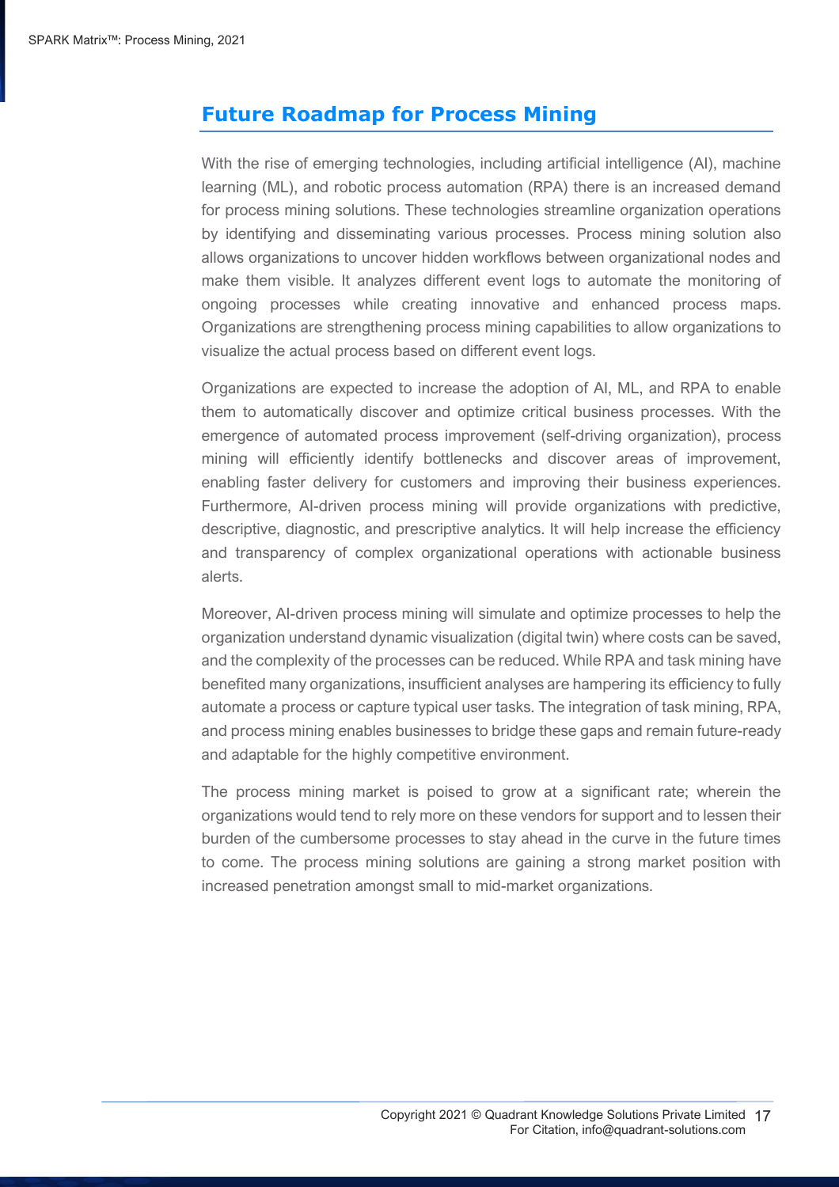## Future Roadmap for Process Mining

With the rise of emerging technologies, including artificial intelligence (AI), machine learning (ML), and robotic process automation (RPA) there is an increased demand for process mining solutions. These technologies streamline organization operations by identifying and disseminating various processes. Process mining solution also allows organizations to uncover hidden workflows between organizational nodes and make them visible. It analyzes different event logs to automate the monitoring of ongoing processes while creating innovative and enhanced process maps. Organizations are strengthening process mining capabilities to allow organizations to visualize the actual process based on different event logs.

Organizations are expected to increase the adoption of AI, ML, and RPA to enable them to automatically discover and optimize critical business processes. With the emergence of automated process improvement (self-driving organization), process mining will efficiently identify bottlenecks and discover areas of improvement, enabling faster delivery for customers and improving their business experiences. Furthermore, AI-driven process mining will provide organizations with predictive, descriptive, diagnostic, and prescriptive analytics. It will help increase the efficiency and transparency of complex organizational operations with actionable business alerts.

Moreover, AI-driven process mining will simulate and optimize processes to help the organization understand dynamic visualization (digital twin) where costs can be saved, and the complexity of the processes can be reduced. While RPA and task mining have benefited many organizations, insufficient analyses are hampering its efficiency to fully automate a process or capture typical user tasks. The integration of task mining, RPA, and process mining enables businesses to bridge these gaps and remain future-ready and adaptable for the highly competitive environment.

The process mining market is poised to grow at a significant rate; wherein the organizations would tend to rely more on these vendors for support and to lessen their burden of the cumbersome processes to stay ahead in the curve in the future times to come. The process mining solutions are gaining a strong market position with increased penetration amongst small to mid-market organizations.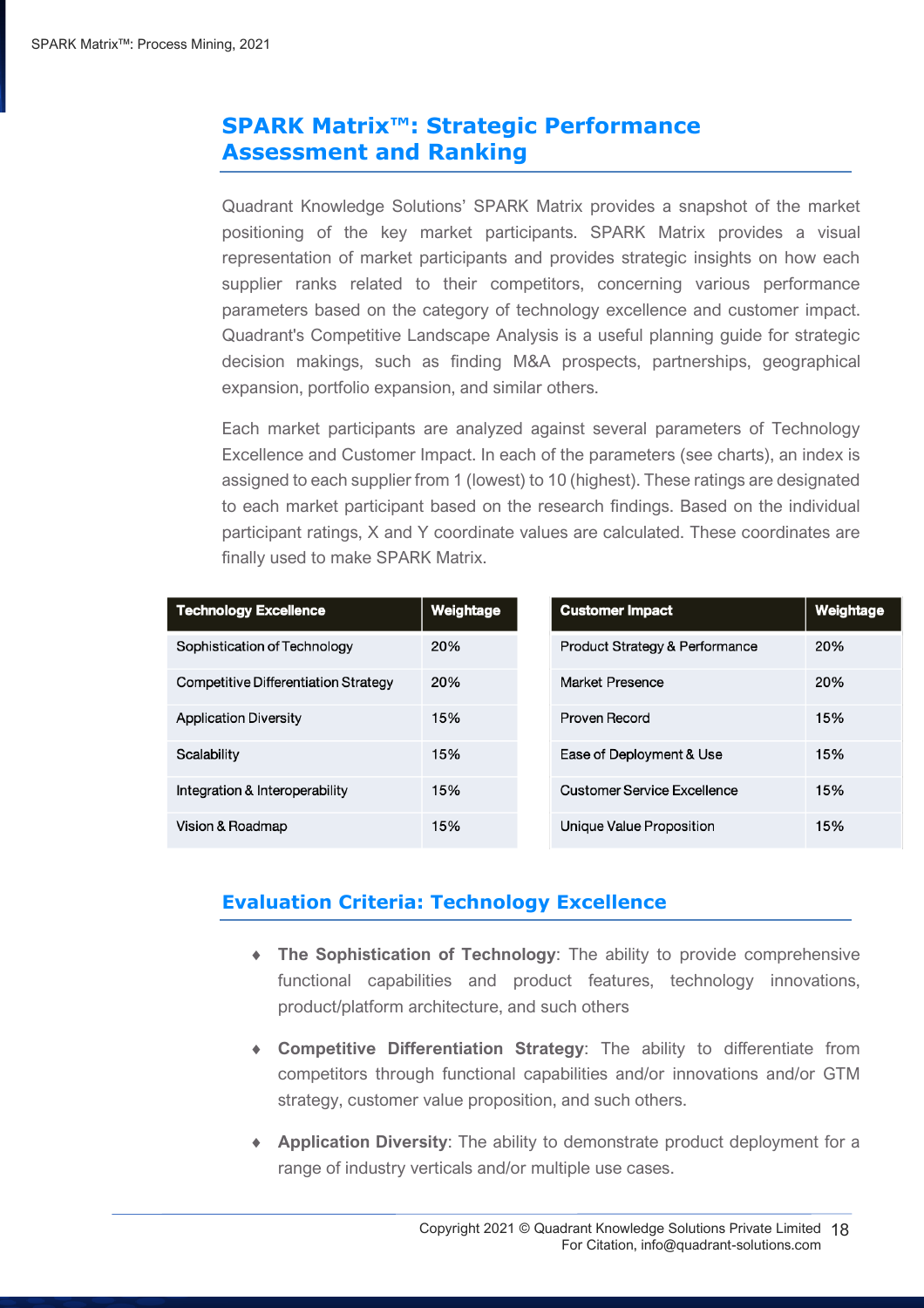## SPARK Matrix™: Strategic Performance Assessment and Ranking

Quadrant Knowledge Solutions' SPARK Matrix provides a snapshot of the market positioning of the key market participants. SPARK Matrix provides a visual representation of market participants and provides strategic insights on how each supplier ranks related to their competitors, concerning various performance parameters based on the category of technology excellence and customer impact. Quadrant's Competitive Landscape Analysis is a useful planning guide for strategic decision makings, such as finding M&A prospects, partnerships, geographical expansion, portfolio expansion, and similar others.

Each market participants are analyzed against several parameters of Technology Excellence and Customer Impact. In each of the parameters (see charts), an index is assigned to each supplier from 1 (lowest) to 10 (highest). These ratings are designated to each market participant based on the research findings. Based on the individual participant ratings, X and Y coordinate values are calculated. These coordinates are finally used to make SPARK Matrix.

| Technology Excellence | Weightage |
|---|---|
| Sophistication of Technology | 20% |
| Competitive Differentiation Strategy | 20% |
| Application Diversity | 15% |
| Scalability | 15% |
| Integration & Interoperability | 15% |
| Vision & Roadmap | 15% |

| Customer Impact | Weightage |
|---|---|
| Product Strategy & Performance | 20% |
| Market Presence | 20% |
| Proven Record | 15% |
| Ease of Deployment & Use | 15% |
| Customer Service Excellence | 15% |
| Unique Value Proposition | 15% |

## Evaluation Criteria: Technology Excellence

- **The Sophistication of Technology**: The ability to provide comprehensive functional capabilities and product features, technology innovations, product/platform architecture, and such others
- **Competitive Differentiation Strategy**: The ability to differentiate from competitors through functional capabilities and/or innovations and/or GTM strategy, customer value proposition, and such others.
- **Application Diversity**: The ability to demonstrate product deployment for a range of industry verticals and/or multiple use cases.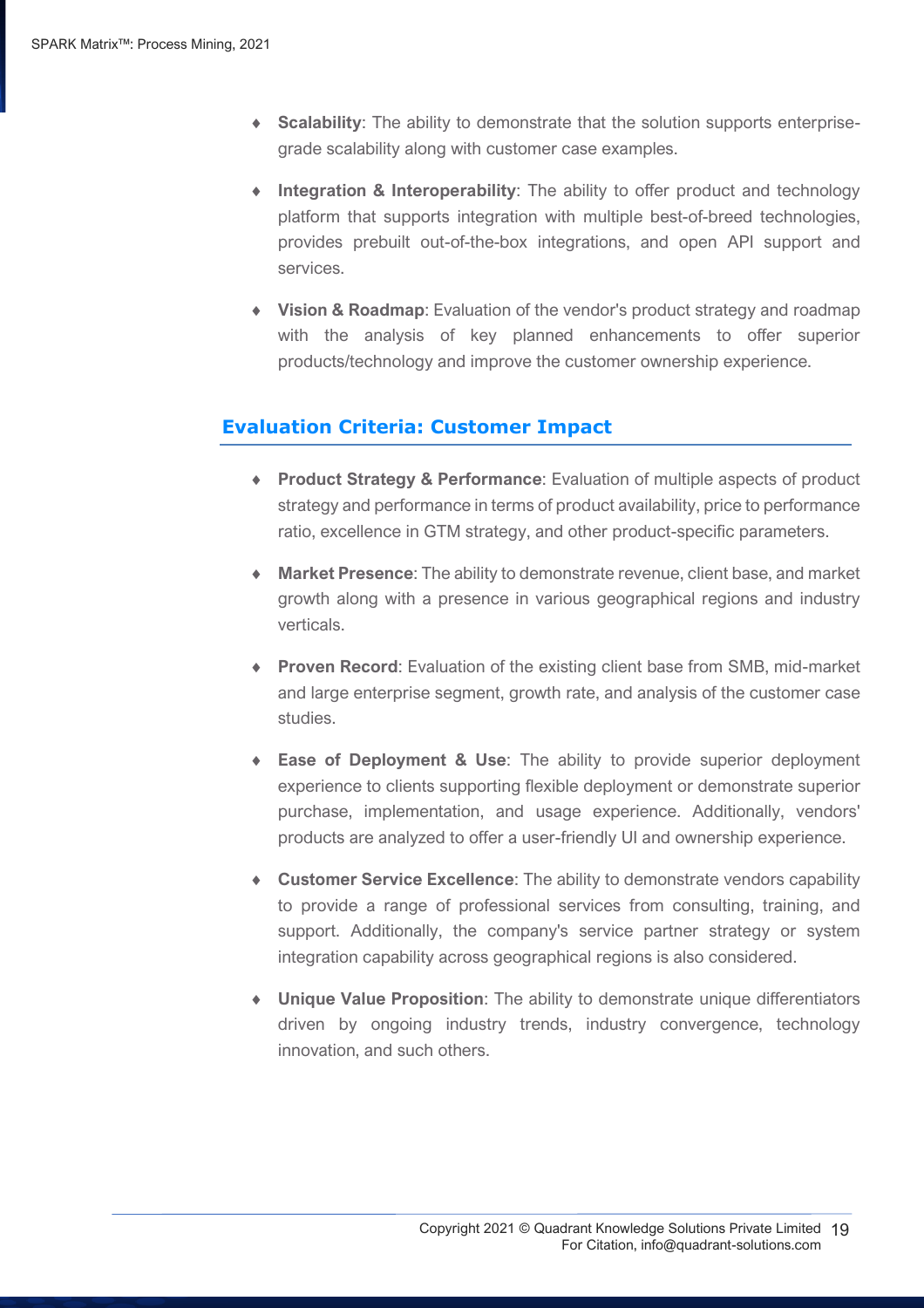- **Scalability**: The ability to demonstrate that the solution supports enterprise-grade scalability along with customer case examples.

- **Integration & Interoperability**: The ability to offer product and technology platform that supports integration with multiple best-of-breed technologies, provides prebuilt out-of-the-box integrations, and open API support and services.

- **Vision & Roadmap**: Evaluation of the vendor's product strategy and roadmap with the analysis of key planned enhancements to offer superior products/technology and improve the customer ownership experience.

## Evaluation Criteria: Customer Impact

- **Product Strategy & Performance**: Evaluation of multiple aspects of product strategy and performance in terms of product availability, price to performance ratio, excellence in GTM strategy, and other product-specific parameters.

- **Market Presence**: The ability to demonstrate revenue, client base, and market growth along with a presence in various geographical regions and industry verticals.

- **Proven Record**: Evaluation of the existing client base from SMB, mid-market and large enterprise segment, growth rate, and analysis of the customer case studies.

- **Ease of Deployment & Use**: The ability to provide superior deployment experience to clients supporting flexible deployment or demonstrate superior purchase, implementation, and usage experience. Additionally, vendors' products are analyzed to offer a user-friendly UI and ownership experience.

- **Customer Service Excellence**: The ability to demonstrate vendors capability to provide a range of professional services from consulting, training, and support. Additionally, the company's service partner strategy or system integration capability across geographical regions is also considered.

- **Unique Value Proposition**: The ability to demonstrate unique differentiators driven by ongoing industry trends, industry convergence, technology innovation, and such others.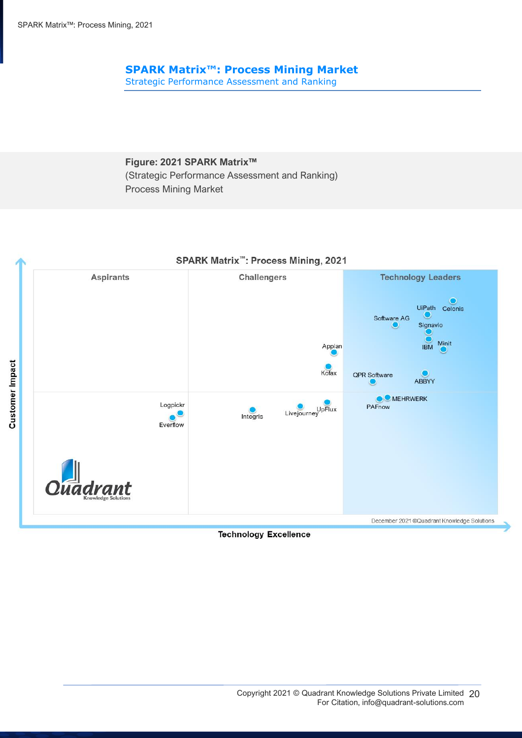## SPARK Matrix™: Process Mining Market

Strategic Performance Assessment and Ranking

**Figure: 2021 SPARK Matrix™**

(Strategic Performance Assessment and Ranking)

Process Mining Market

SPARK Matrix™: Process Mining, 2021

Aspirants | Challengers | Technology Leaders

UiPath, Celonis, Software AG, Signavio, IBM, Minit, Appian, Kofax, QPR Software, ABBYY, MEHRWERK, PAFnow, Logpickr, Everflow, Integris, Livejourney, UpFlux

Customer Impact

Technology Excellence

December 2021 ©Quadrant Knowledge Solutions

Copyright 2021 © Quadrant Knowledge Solutions Private Limited
For Citation, info@quadrant-solutions.com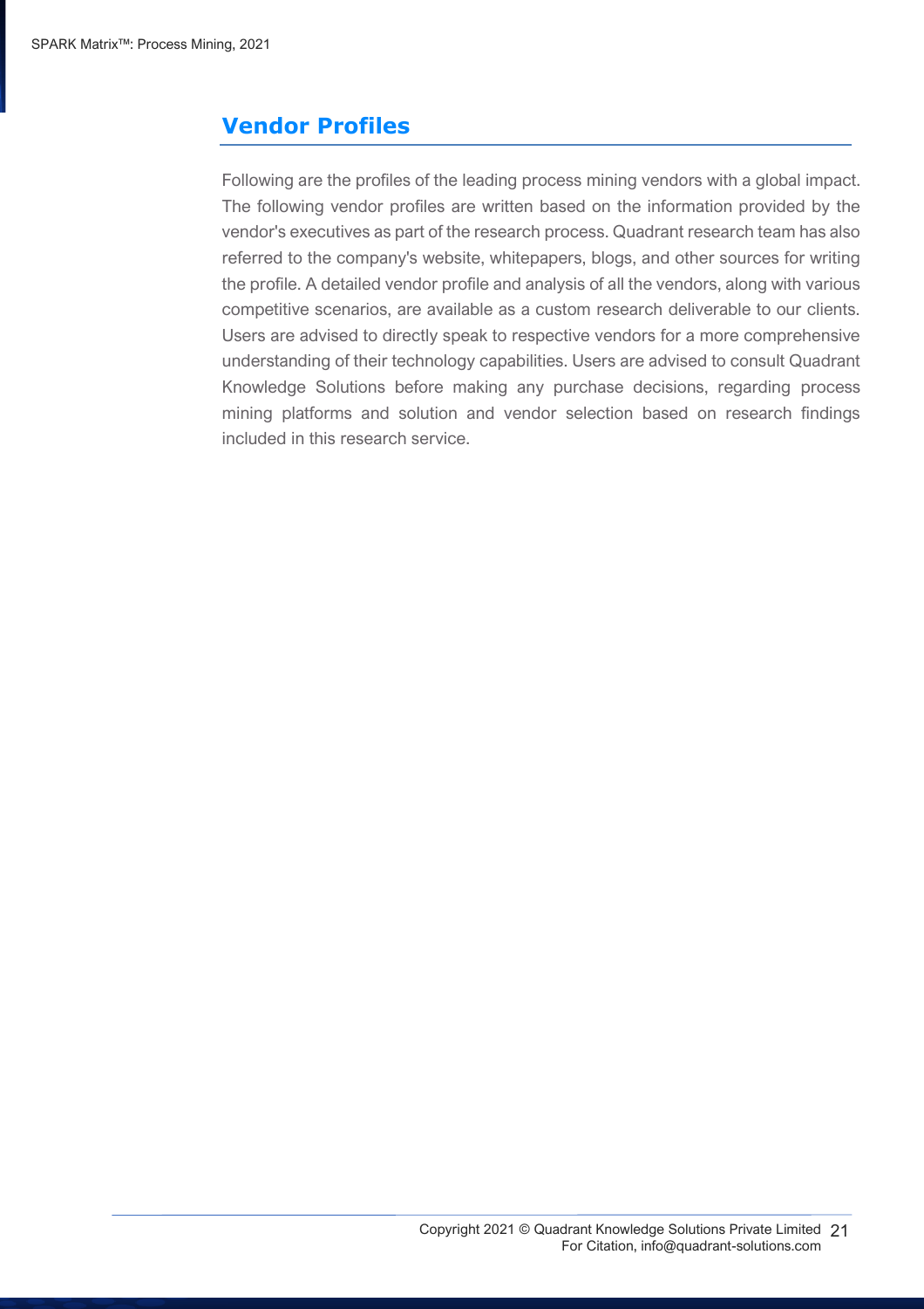## Vendor Profiles

Following are the profiles of the leading process mining vendors with a global impact. The following vendor profiles are written based on the information provided by the vendor's executives as part of the research process. Quadrant research team has also referred to the company's website, whitepapers, blogs, and other sources for writing the profile. A detailed vendor profile and analysis of all the vendors, along with various competitive scenarios, are available as a custom research deliverable to our clients. Users are advised to directly speak to respective vendors for a more comprehensive understanding of their technology capabilities. Users are advised to consult Quadrant Knowledge Solutions before making any purchase decisions, regarding process mining platforms and solution and vendor selection based on research findings included in this research service.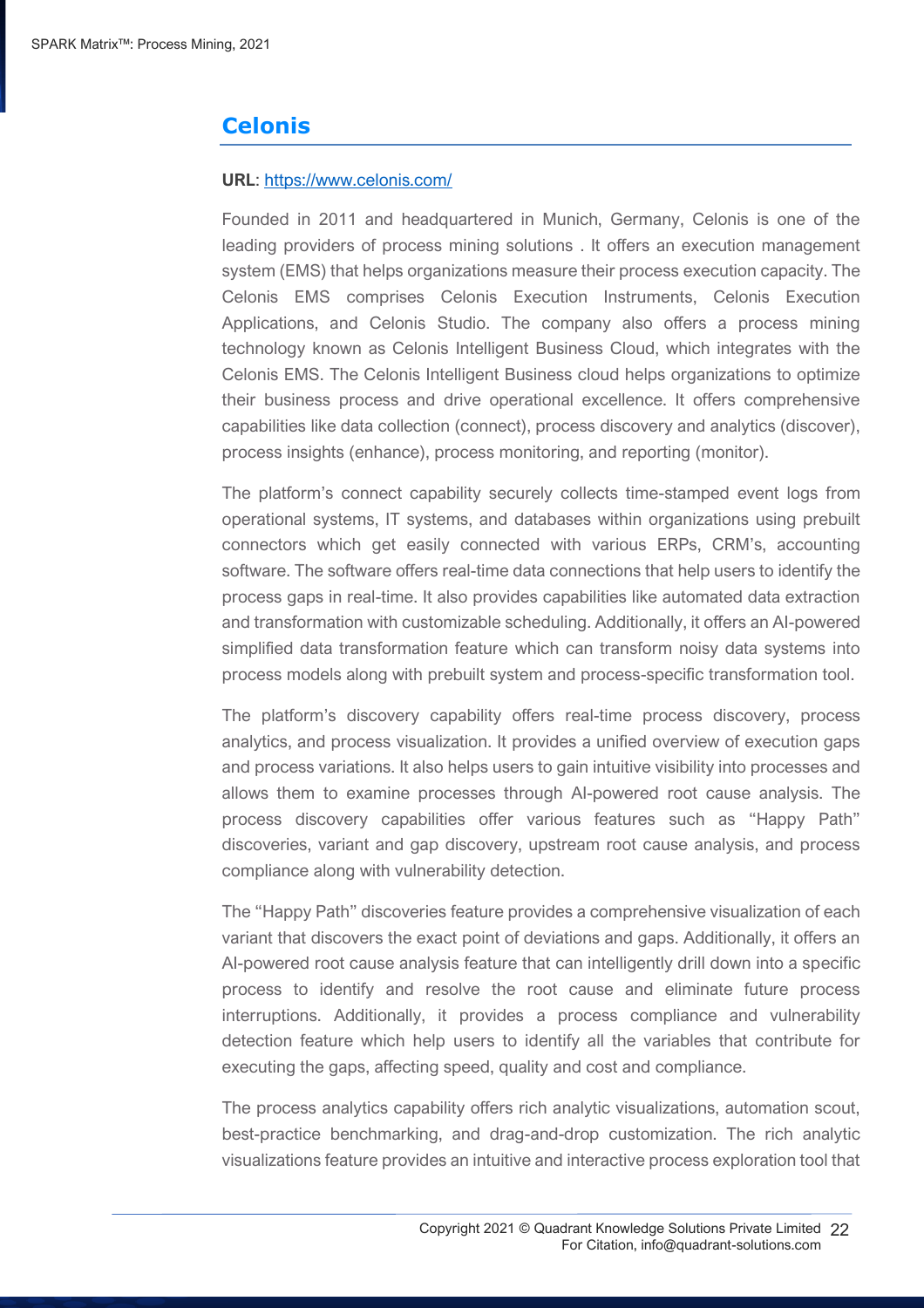## Celonis

**URL**: [https://www.celonis.com/](https://www.celonis.com/)

Founded in 2011 and headquartered in Munich, Germany, Celonis is one of the leading providers of process mining solutions . It offers an execution management system (EMS) that helps organizations measure their process execution capacity. The Celonis EMS comprises Celonis Execution Instruments, Celonis Execution Applications, and Celonis Studio. The company also offers a process mining technology known as Celonis Intelligent Business Cloud, which integrates with the Celonis EMS. The Celonis Intelligent Business cloud helps organizations to optimize their business process and drive operational excellence. It offers comprehensive capabilities like data collection (connect), process discovery and analytics (discover), process insights (enhance), process monitoring, and reporting (monitor).

The platform's connect capability securely collects time-stamped event logs from operational systems, IT systems, and databases within organizations using prebuilt connectors which get easily connected with various ERPs, CRM's, accounting software. The software offers real-time data connections that help users to identify the process gaps in real-time. It also provides capabilities like automated data extraction and transformation with customizable scheduling. Additionally, it offers an AI-powered simplified data transformation feature which can transform noisy data systems into process models along with prebuilt system and process-specific transformation tool.

The platform's discovery capability offers real-time process discovery, process analytics, and process visualization. It provides a unified overview of execution gaps and process variations. It also helps users to gain intuitive visibility into processes and allows them to examine processes through AI-powered root cause analysis. The process discovery capabilities offer various features such as "Happy Path" discoveries, variant and gap discovery, upstream root cause analysis, and process compliance along with vulnerability detection.

The "Happy Path" discoveries feature provides a comprehensive visualization of each variant that discovers the exact point of deviations and gaps. Additionally, it offers an AI-powered root cause analysis feature that can intelligently drill down into a specific process to identify and resolve the root cause and eliminate future process interruptions. Additionally, it provides a process compliance and vulnerability detection feature which help users to identify all the variables that contribute for executing the gaps, affecting speed, quality and cost and compliance.

The process analytics capability offers rich analytic visualizations, automation scout, best-practice benchmarking, and drag-and-drop customization. The rich analytic visualizations feature provides an intuitive and interactive process exploration tool that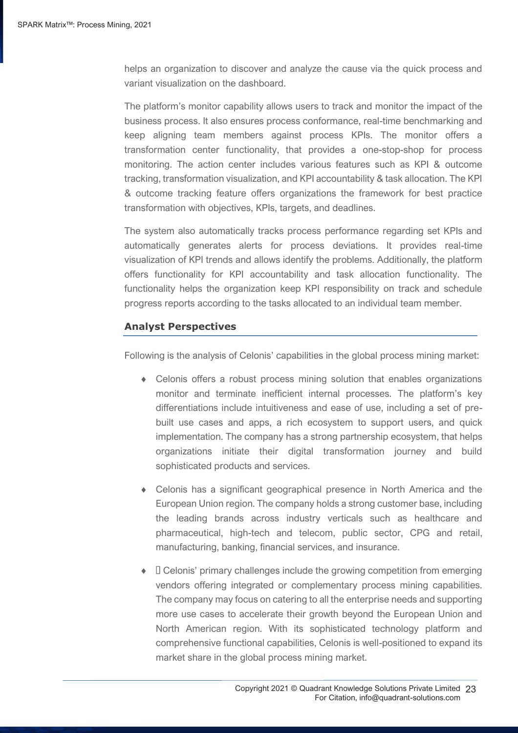helps an organization to discover and analyze the cause via the quick process and variant visualization on the dashboard.

The platform's monitor capability allows users to track and monitor the impact of the business process. It also ensures process conformance, real-time benchmarking and keep aligning team members against process KPIs. The monitor offers a transformation center functionality, that provides a one-stop-shop for process monitoring. The action center includes various features such as KPI & outcome tracking, transformation visualization, and KPI accountability & task allocation. The KPI & outcome tracking feature offers organizations the framework for best practice transformation with objectives, KPIs, targets, and deadlines.

The system also automatically tracks process performance regarding set KPIs and automatically generates alerts for process deviations. It provides real-time visualization of KPI trends and allows identify the problems. Additionally, the platform offers functionality for KPI accountability and task allocation functionality. The functionality helps the organization keep KPI responsibility on track and schedule progress reports according to the tasks allocated to an individual team member.

## Analyst Perspectives

Following is the analysis of Celonis' capabilities in the global process mining market:

- Celonis offers a robust process mining solution that enables organizations monitor and terminate inefficient internal processes. The platform's key differentiations include intuitiveness and ease of use, including a set of pre-built use cases and apps, a rich ecosystem to support users, and quick implementation. The company has a strong partnership ecosystem, that helps organizations initiate their digital transformation journey and build sophisticated products and services.
- Celonis has a significant geographical presence in North America and the European Union region. The company holds a strong customer base, including the leading brands across industry verticals such as healthcare and pharmaceutical, high-tech and telecom, public sector, CPG and retail, manufacturing, banking, financial services, and insurance.
- Celonis' primary challenges include the growing competition from emerging vendors offering integrated or complementary process mining capabilities. The company may focus on catering to all the enterprise needs and supporting more use cases to accelerate their growth beyond the European Union and North American region. With its sophisticated technology platform and comprehensive functional capabilities, Celonis is well-positioned to expand its market share in the global process mining market.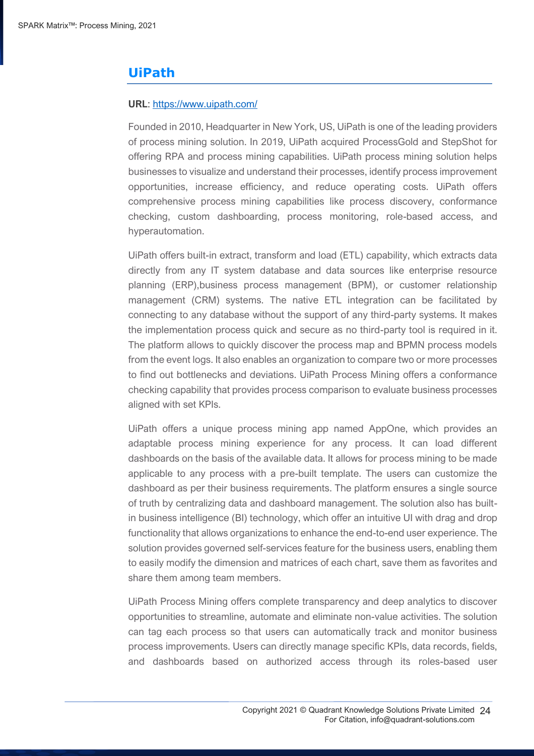## UiPath

**URL**: [https://www.uipath.com/](https://www.uipath.com/)

Founded in 2010, Headquarter in New York, US, UiPath is one of the leading providers of process mining solution. In 2019, UiPath acquired ProcessGold and StepShot for offering RPA and process mining capabilities. UiPath process mining solution helps businesses to visualize and understand their processes, identify process improvement opportunities, increase efficiency, and reduce operating costs. UiPath offers comprehensive process mining capabilities like process discovery, conformance checking, custom dashboarding, process monitoring, role-based access, and hyperautomation.

UiPath offers built-in extract, transform and load (ETL) capability, which extracts data directly from any IT system database and data sources like enterprise resource planning (ERP),business process management (BPM), or customer relationship management (CRM) systems. The native ETL integration can be facilitated by connecting to any database without the support of any third-party systems. It makes the implementation process quick and secure as no third-party tool is required in it. The platform allows to quickly discover the process map and BPMN process models from the event logs. It also enables an organization to compare two or more processes to find out bottlenecks and deviations. UiPath Process Mining offers a conformance checking capability that provides process comparison to evaluate business processes aligned with set KPIs.

UiPath offers a unique process mining app named AppOne, which provides an adaptable process mining experience for any process. It can load different dashboards on the basis of the available data. It allows for process mining to be made applicable to any process with a pre-built template. The users can customize the dashboard as per their business requirements. The platform ensures a single source of truth by centralizing data and dashboard management. The solution also has built-in business intelligence (BI) technology, which offer an intuitive UI with drag and drop functionality that allows organizations to enhance the end-to-end user experience. The solution provides governed self-services feature for the business users, enabling them to easily modify the dimension and matrices of each chart, save them as favorites and share them among team members.

UiPath Process Mining offers complete transparency and deep analytics to discover opportunities to streamline, automate and eliminate non-value activities. The solution can tag each process so that users can automatically track and monitor business process improvements. Users can directly manage specific KPIs, data records, fields, and dashboards based on authorized access through its roles-based user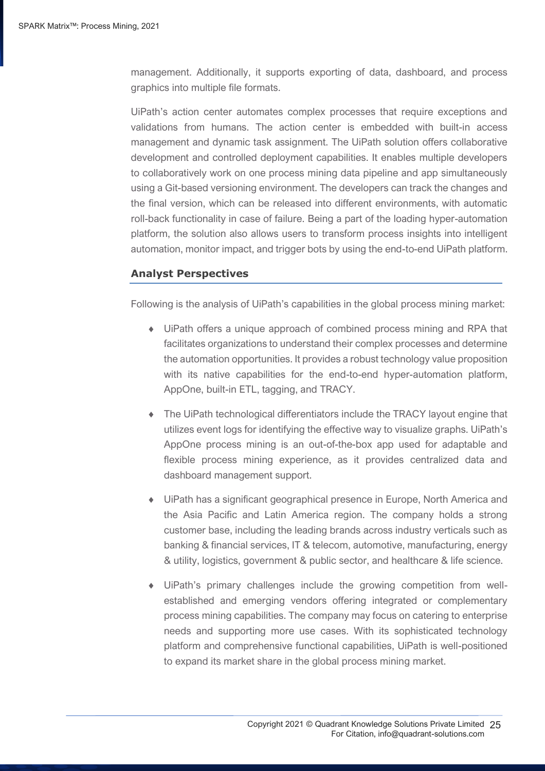management. Additionally, it supports exporting of data, dashboard, and process graphics into multiple file formats.

UiPath's action center automates complex processes that require exceptions and validations from humans. The action center is embedded with built-in access management and dynamic task assignment. The UiPath solution offers collaborative development and controlled deployment capabilities. It enables multiple developers to collaboratively work on one process mining data pipeline and app simultaneously using a Git-based versioning environment. The developers can track the changes and the final version, which can be released into different environments, with automatic roll-back functionality in case of failure. Being a part of the loading hyper-automation platform, the solution also allows users to transform process insights into intelligent automation, monitor impact, and trigger bots by using the end-to-end UiPath platform.

## Analyst Perspectives

Following is the analysis of UiPath's capabilities in the global process mining market:

- UiPath offers a unique approach of combined process mining and RPA that facilitates organizations to understand their complex processes and determine the automation opportunities. It provides a robust technology value proposition with its native capabilities for the end-to-end hyper-automation platform, AppOne, built-in ETL, tagging, and TRACY.

- The UiPath technological differentiators include the TRACY layout engine that utilizes event logs for identifying the effective way to visualize graphs. UiPath's AppOne process mining is an out-of-the-box app used for adaptable and flexible process mining experience, as it provides centralized data and dashboard management support.

- UiPath has a significant geographical presence in Europe, North America and the Asia Pacific and Latin America region. The company holds a strong customer base, including the leading brands across industry verticals such as banking & financial services, IT & telecom, automotive, manufacturing, energy & utility, logistics, government & public sector, and healthcare & life science.

- UiPath's primary challenges include the growing competition from well-established and emerging vendors offering integrated or complementary process mining capabilities. The company may focus on catering to enterprise needs and supporting more use cases. With its sophisticated technology platform and comprehensive functional capabilities, UiPath is well-positioned to expand its market share in the global process mining market.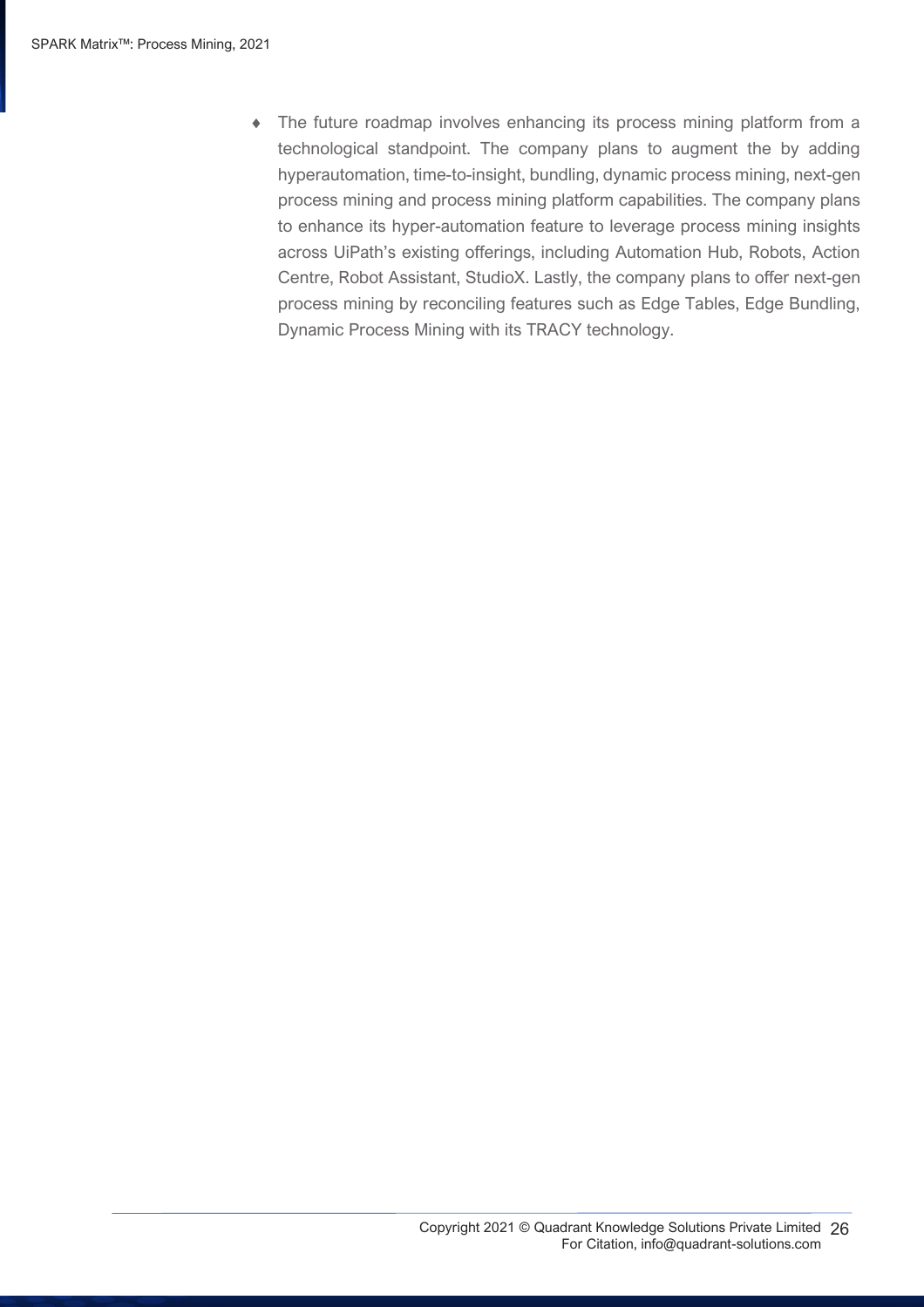- The future roadmap involves enhancing its process mining platform from a technological standpoint. The company plans to augment the by adding hyperautomation, time-to-insight, bundling, dynamic process mining, next-gen process mining and process mining platform capabilities. The company plans to enhance its hyper-automation feature to leverage process mining insights across UiPath's existing offerings, including Automation Hub, Robots, Action Centre, Robot Assistant, StudioX. Lastly, the company plans to offer next-gen process mining by reconciling features such as Edge Tables, Edge Bundling, Dynamic Process Mining with its TRACY technology.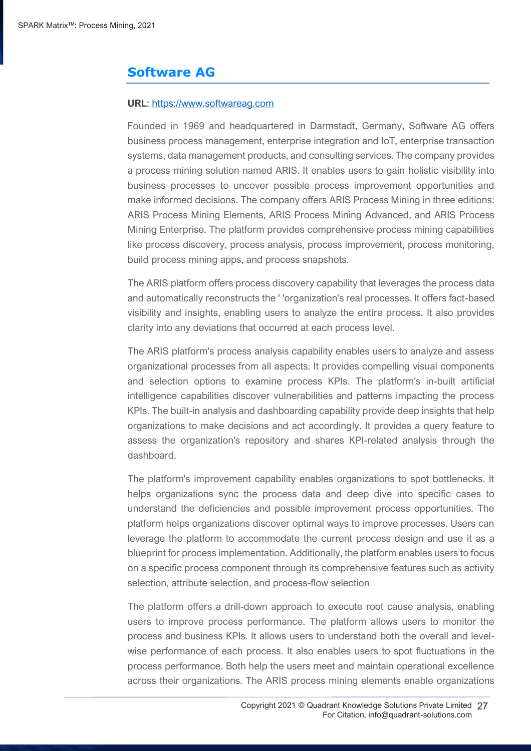## Software AG

**URL**: [https://www.softwareag.com](https://www.softwareag.com)

Founded in 1969 and headquartered in Darmstadt, Germany, Software AG offers business process management, enterprise integration and IoT, enterprise transaction systems, data management products, and consulting services. The company provides a process mining solution named ARIS. It enables users to gain holistic visibility into business processes to uncover possible process improvement opportunities and make informed decisions. The company offers ARIS Process Mining in three editions: ARIS Process Mining Elements, ARIS Process Mining Advanced, and ARIS Process Mining Enterprise. The platform provides comprehensive process mining capabilities like process discovery, process analysis, process improvement, process monitoring, build process mining apps, and process snapshots.

The ARIS platform offers process discovery capability that leverages the process data and automatically reconstructs the ' 'organization's real processes. It offers fact-based visibility and insights, enabling users to analyze the entire process. It also provides clarity into any deviations that occurred at each process level.

The ARIS platform's process analysis capability enables users to analyze and assess organizational processes from all aspects. It provides compelling visual components and selection options to examine process KPIs. The platform's in-built artificial intelligence capabilities discover vulnerabilities and patterns impacting the process KPIs. The built-in analysis and dashboarding capability provide deep insights that help organizations to make decisions and act accordingly. It provides a query feature to assess the organization's repository and shares KPI-related analysis through the dashboard.

The platform's improvement capability enables organizations to spot bottlenecks. It helps organizations sync the process data and deep dive into specific cases to understand the deficiencies and possible improvement process opportunities. The platform helps organizations discover optimal ways to improve processes. Users can leverage the platform to accommodate the current process design and use it as a blueprint for process implementation. Additionally, the platform enables users to focus on a specific process component through its comprehensive features such as activity selection, attribute selection, and process-flow selection

The platform offers a drill-down approach to execute root cause analysis, enabling users to improve process performance. The platform allows users to monitor the process and business KPIs. It allows users to understand both the overall and level-wise performance of each process. It also enables users to spot fluctuations in the process performance. Both help the users meet and maintain operational excellence across their organizations. The ARIS process mining elements enable organizations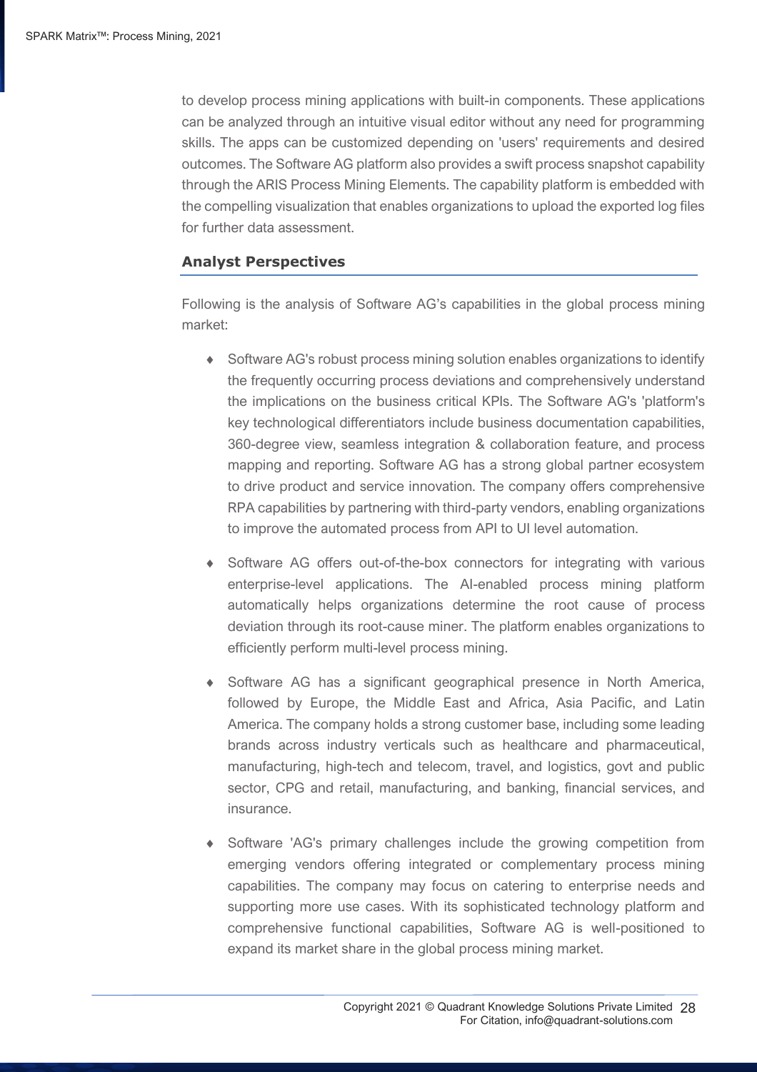to develop process mining applications with built-in components. These applications can be analyzed through an intuitive visual editor without any need for programming skills. The apps can be customized depending on 'users' requirements and desired outcomes. The Software AG platform also provides a swift process snapshot capability through the ARIS Process Mining Elements. The capability platform is embedded with the compelling visualization that enables organizations to upload the exported log files for further data assessment.

## Analyst Perspectives

Following is the analysis of Software AG's capabilities in the global process mining market:

- Software AG's robust process mining solution enables organizations to identify the frequently occurring process deviations and comprehensively understand the implications on the business critical KPIs. The Software AG's 'platform's key technological differentiators include business documentation capabilities, 360-degree view, seamless integration & collaboration feature, and process mapping and reporting. Software AG has a strong global partner ecosystem to drive product and service innovation. The company offers comprehensive RPA capabilities by partnering with third-party vendors, enabling organizations to improve the automated process from API to UI level automation.
- Software AG offers out-of-the-box connectors for integrating with various enterprise-level applications. The AI-enabled process mining platform automatically helps organizations determine the root cause of process deviation through its root-cause miner. The platform enables organizations to efficiently perform multi-level process mining.
- Software AG has a significant geographical presence in North America, followed by Europe, the Middle East and Africa, Asia Pacific, and Latin America. The company holds a strong customer base, including some leading brands across industry verticals such as healthcare and pharmaceutical, manufacturing, high-tech and telecom, travel, and logistics, govt and public sector, CPG and retail, manufacturing, and banking, financial services, and insurance.
- Software 'AG's primary challenges include the growing competition from emerging vendors offering integrated or complementary process mining capabilities. The company may focus on catering to enterprise needs and supporting more use cases. With its sophisticated technology platform and comprehensive functional capabilities, Software AG is well-positioned to expand its market share in the global process mining market.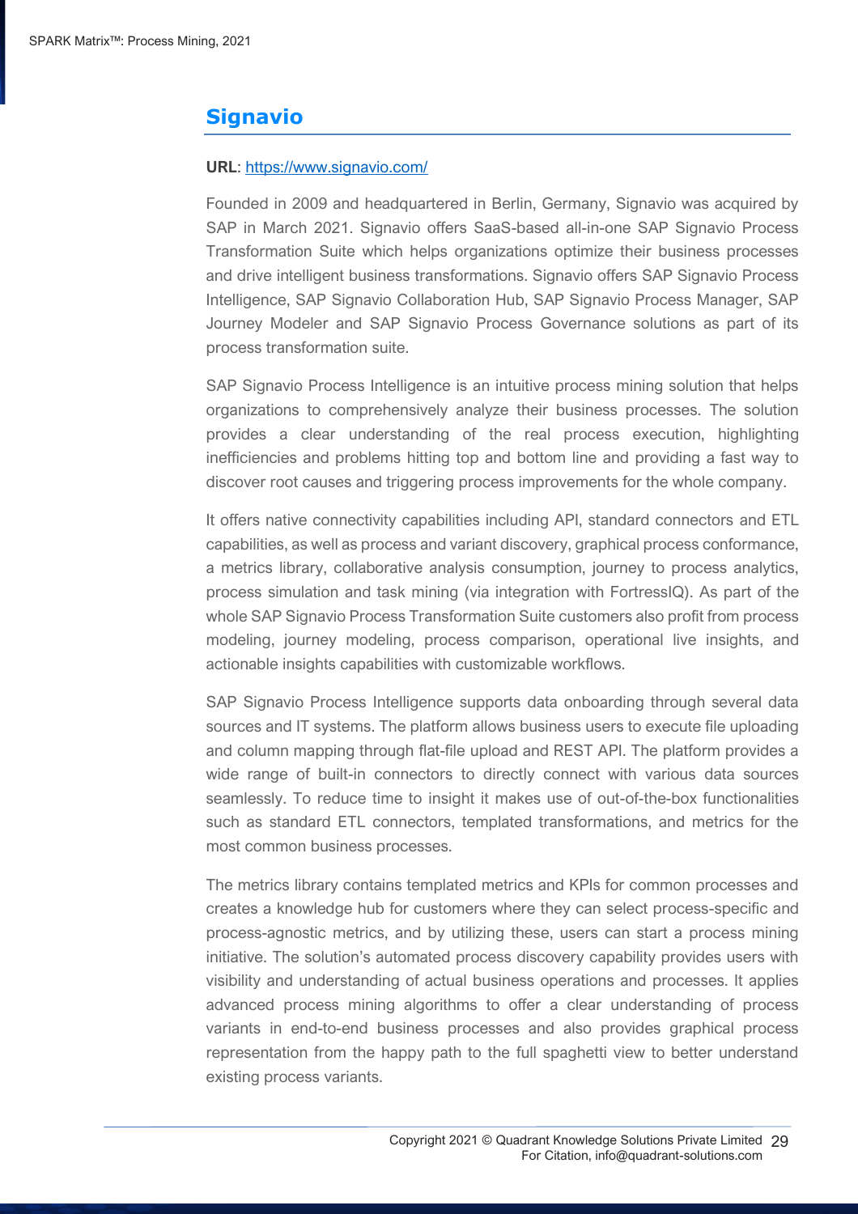## Signavio

**URL**: [https://www.signavio.com/](https://www.signavio.com/)

Founded in 2009 and headquartered in Berlin, Germany, Signavio was acquired by SAP in March 2021. Signavio offers SaaS-based all-in-one SAP Signavio Process Transformation Suite which helps organizations optimize their business processes and drive intelligent business transformations. Signavio offers SAP Signavio Process Intelligence, SAP Signavio Collaboration Hub, SAP Signavio Process Manager, SAP Journey Modeler and SAP Signavio Process Governance solutions as part of its process transformation suite.

SAP Signavio Process Intelligence is an intuitive process mining solution that helps organizations to comprehensively analyze their business processes. The solution provides a clear understanding of the real process execution, highlighting inefficiencies and problems hitting top and bottom line and providing a fast way to discover root causes and triggering process improvements for the whole company.

It offers native connectivity capabilities including API, standard connectors and ETL capabilities, as well as process and variant discovery, graphical process conformance, a metrics library, collaborative analysis consumption, journey to process analytics, process simulation and task mining (via integration with FortressIQ). As part of the whole SAP Signavio Process Transformation Suite customers also profit from process modeling, journey modeling, process comparison, operational live insights, and actionable insights capabilities with customizable workflows.

SAP Signavio Process Intelligence supports data onboarding through several data sources and IT systems. The platform allows business users to execute file uploading and column mapping through flat-file upload and REST API. The platform provides a wide range of built-in connectors to directly connect with various data sources seamlessly. To reduce time to insight it makes use of out-of-the-box functionalities such as standard ETL connectors, templated transformations, and metrics for the most common business processes.

The metrics library contains templated metrics and KPIs for common processes and creates a knowledge hub for customers where they can select process-specific and process-agnostic metrics, and by utilizing these, users can start a process mining initiative. The solution's automated process discovery capability provides users with visibility and understanding of actual business operations and processes. It applies advanced process mining algorithms to offer a clear understanding of process variants in end-to-end business processes and also provides graphical process representation from the happy path to the full spaghetti view to better understand existing process variants.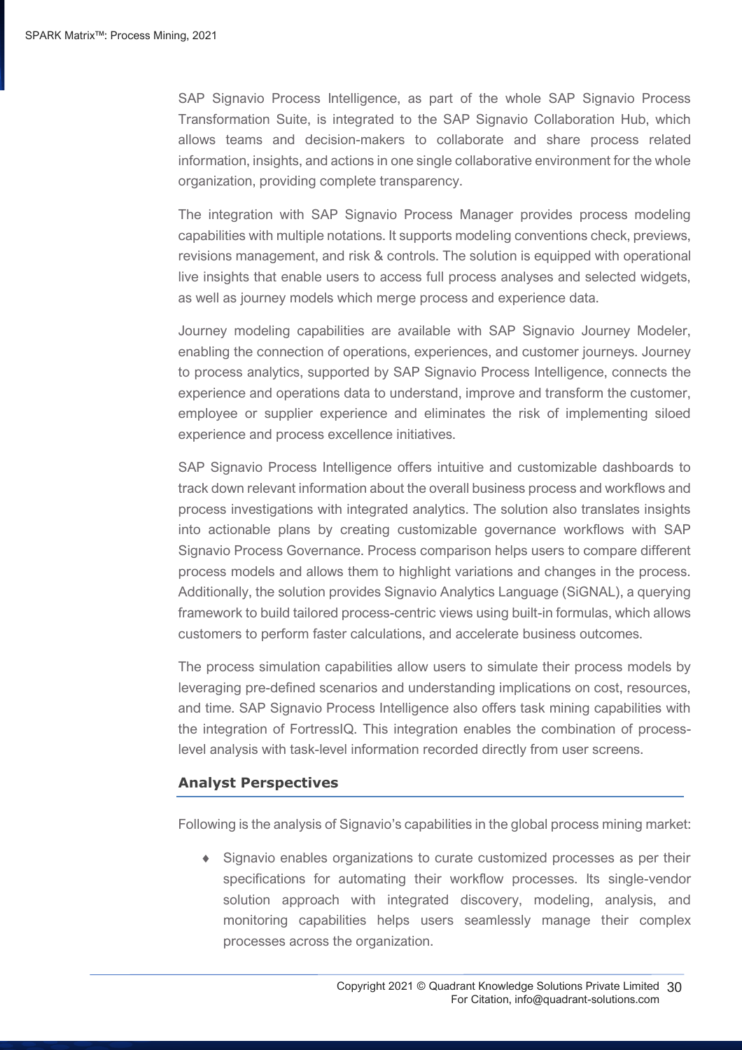SAP Signavio Process Intelligence, as part of the whole SAP Signavio Process Transformation Suite, is integrated to the SAP Signavio Collaboration Hub, which allows teams and decision-makers to collaborate and share process related information, insights, and actions in one single collaborative environment for the whole organization, providing complete transparency.

The integration with SAP Signavio Process Manager provides process modeling capabilities with multiple notations. It supports modeling conventions check, previews, revisions management, and risk & controls. The solution is equipped with operational live insights that enable users to access full process analyses and selected widgets, as well as journey models which merge process and experience data.

Journey modeling capabilities are available with SAP Signavio Journey Modeler, enabling the connection of operations, experiences, and customer journeys. Journey to process analytics, supported by SAP Signavio Process Intelligence, connects the experience and operations data to understand, improve and transform the customer, employee or supplier experience and eliminates the risk of implementing siloed experience and process excellence initiatives.

SAP Signavio Process Intelligence offers intuitive and customizable dashboards to track down relevant information about the overall business process and workflows and process investigations with integrated analytics. The solution also translates insights into actionable plans by creating customizable governance workflows with SAP Signavio Process Governance. Process comparison helps users to compare different process models and allows them to highlight variations and changes in the process. Additionally, the solution provides Signavio Analytics Language (SiGNAL), a querying framework to build tailored process-centric views using built-in formulas, which allows customers to perform faster calculations, and accelerate business outcomes.

The process simulation capabilities allow users to simulate their process models by leveraging pre-defined scenarios and understanding implications on cost, resources, and time. SAP Signavio Process Intelligence also offers task mining capabilities with the integration of FortressIQ. This integration enables the combination of process-level analysis with task-level information recorded directly from user screens.

### Analyst Perspectives

Following is the analysis of Signavio's capabilities in the global process mining market:

- Signavio enables organizations to curate customized processes as per their specifications for automating their workflow processes. Its single-vendor solution approach with integrated discovery, modeling, analysis, and monitoring capabilities helps users seamlessly manage their complex processes across the organization.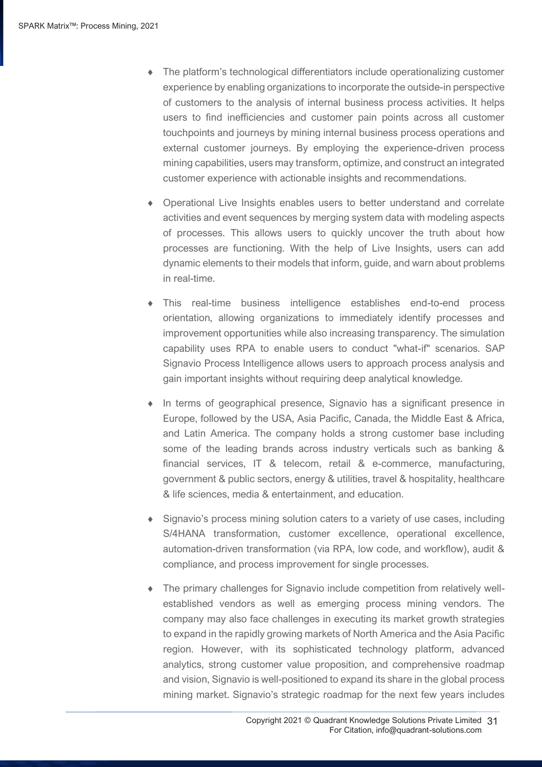- The platform's technological differentiators include operationalizing customer experience by enabling organizations to incorporate the outside-in perspective of customers to the analysis of internal business process activities. It helps users to find inefficiencies and customer pain points across all customer touchpoints and journeys by mining internal business process operations and external customer journeys. By employing the experience-driven process mining capabilities, users may transform, optimize, and construct an integrated customer experience with actionable insights and recommendations.

- Operational Live Insights enables users to better understand and correlate activities and event sequences by merging system data with modeling aspects of processes. This allows users to quickly uncover the truth about how processes are functioning. With the help of Live Insights, users can add dynamic elements to their models that inform, guide, and warn about problems in real-time.

- This real-time business intelligence establishes end-to-end process orientation, allowing organizations to immediately identify processes and improvement opportunities while also increasing transparency. The simulation capability uses RPA to enable users to conduct "what-if" scenarios. SAP Signavio Process Intelligence allows users to approach process analysis and gain important insights without requiring deep analytical knowledge.

- In terms of geographical presence, Signavio has a significant presence in Europe, followed by the USA, Asia Pacific, Canada, the Middle East & Africa, and Latin America. The company holds a strong customer base including some of the leading brands across industry verticals such as banking & financial services, IT & telecom, retail & e-commerce, manufacturing, government & public sectors, energy & utilities, travel & hospitality, healthcare & life sciences, media & entertainment, and education.

- Signavio's process mining solution caters to a variety of use cases, including S/4HANA transformation, customer excellence, operational excellence, automation-driven transformation (via RPA, low code, and workflow), audit & compliance, and process improvement for single processes.

- The primary challenges for Signavio include competition from relatively well-established vendors as well as emerging process mining vendors. The company may also face challenges in executing its market growth strategies to expand in the rapidly growing markets of North America and the Asia Pacific region. However, with its sophisticated technology platform, advanced analytics, strong customer value proposition, and comprehensive roadmap and vision, Signavio is well-positioned to expand its share in the global process mining market. Signavio's strategic roadmap for the next few years includes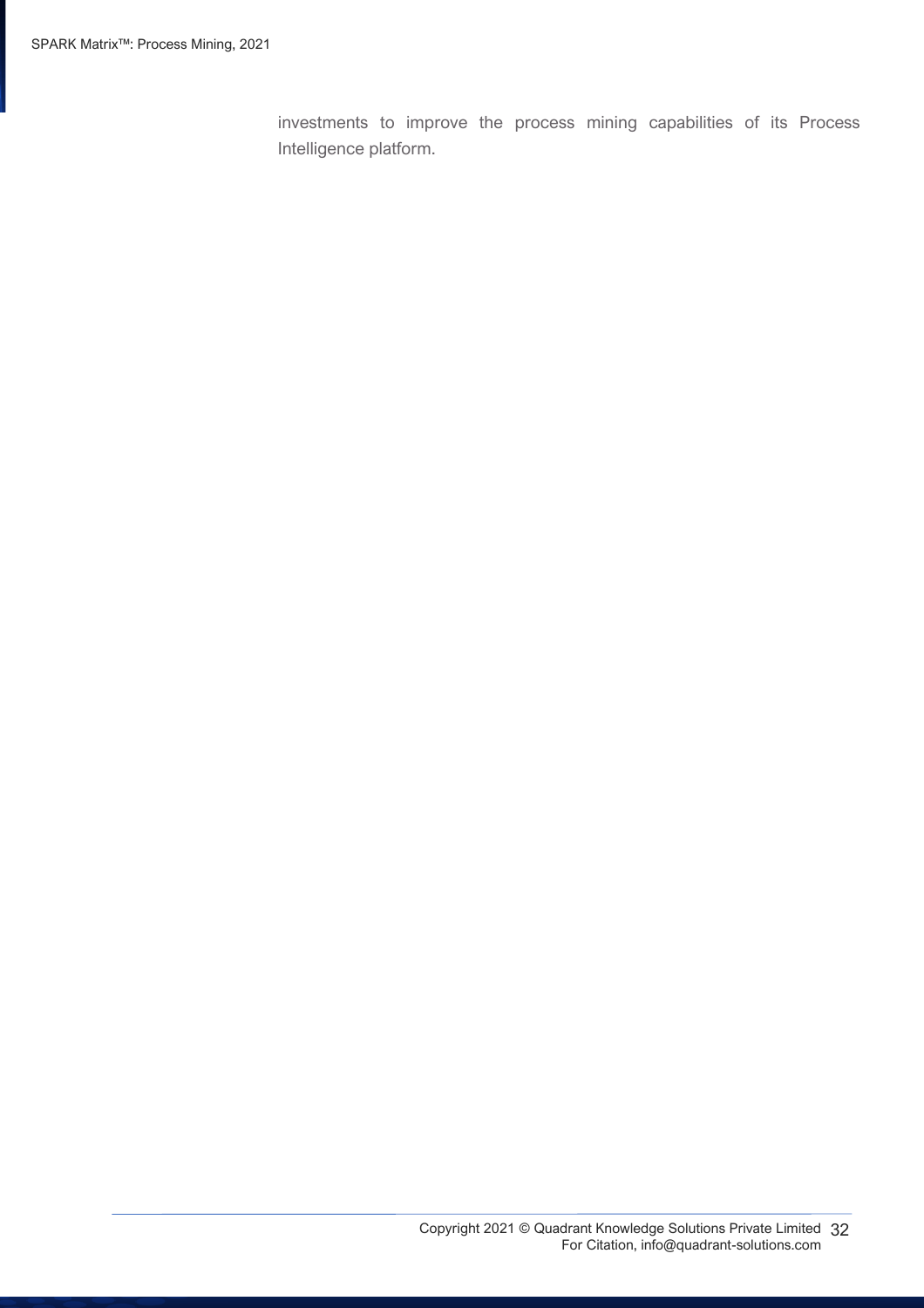investments to improve the process mining capabilities of its Process Intelligence platform.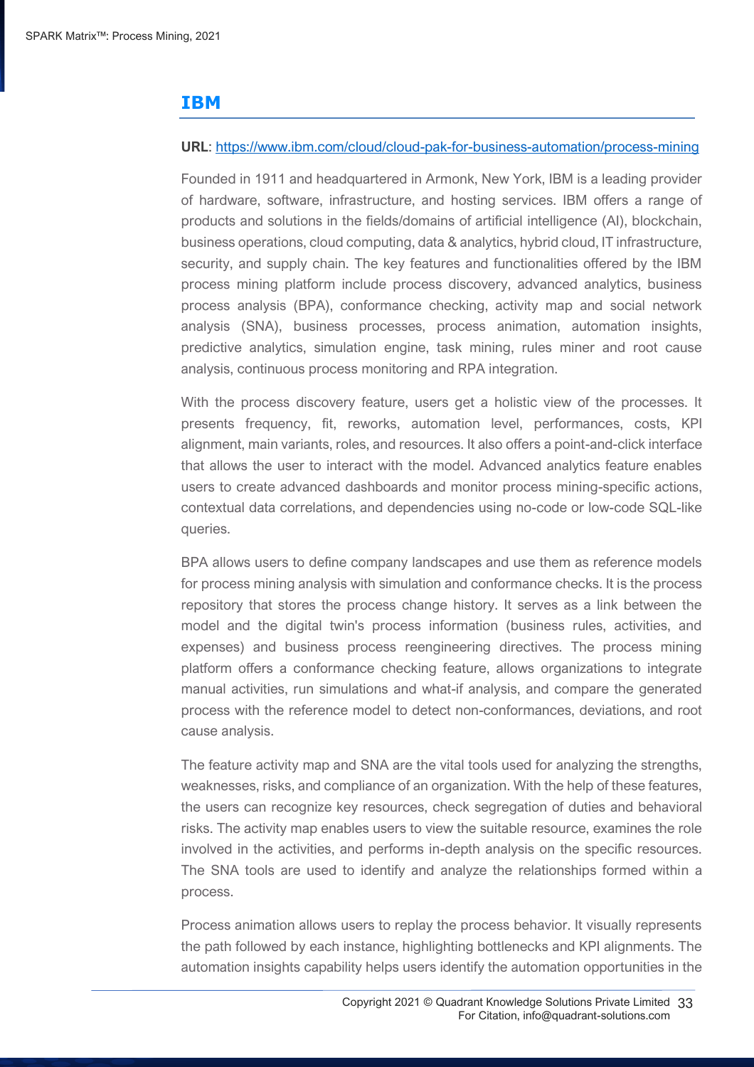## IBM

**URL**: [https://www.ibm.com/cloud/cloud-pak-for-business-automation/process-mining](https://www.ibm.com/cloud/cloud-pak-for-business-automation/process-mining)

Founded in 1911 and headquartered in Armonk, New York, IBM is a leading provider of hardware, software, infrastructure, and hosting services. IBM offers a range of products and solutions in the fields/domains of artificial intelligence (AI), blockchain, business operations, cloud computing, data & analytics, hybrid cloud, IT infrastructure, security, and supply chain. The key features and functionalities offered by the IBM process mining platform include process discovery, advanced analytics, business process analysis (BPA), conformance checking, activity map and social network analysis (SNA), business processes, process animation, automation insights, predictive analytics, simulation engine, task mining, rules miner and root cause analysis, continuous process monitoring and RPA integration.

With the process discovery feature, users get a holistic view of the processes. It presents frequency, fit, reworks, automation level, performances, costs, KPI alignment, main variants, roles, and resources. It also offers a point-and-click interface that allows the user to interact with the model. Advanced analytics feature enables users to create advanced dashboards and monitor process mining-specific actions, contextual data correlations, and dependencies using no-code or low-code SQL-like queries.

BPA allows users to define company landscapes and use them as reference models for process mining analysis with simulation and conformance checks. It is the process repository that stores the process change history. It serves as a link between the model and the digital twin's process information (business rules, activities, and expenses) and business process reengineering directives. The process mining platform offers a conformance checking feature, allows organizations to integrate manual activities, run simulations and what-if analysis, and compare the generated process with the reference model to detect non-conformances, deviations, and root cause analysis.

The feature activity map and SNA are the vital tools used for analyzing the strengths, weaknesses, risks, and compliance of an organization. With the help of these features, the users can recognize key resources, check segregation of duties and behavioral risks. The activity map enables users to view the suitable resource, examines the role involved in the activities, and performs in-depth analysis on the specific resources. The SNA tools are used to identify and analyze the relationships formed within a process.

Process animation allows users to replay the process behavior. It visually represents the path followed by each instance, highlighting bottlenecks and KPI alignments. The automation insights capability helps users identify the automation opportunities in the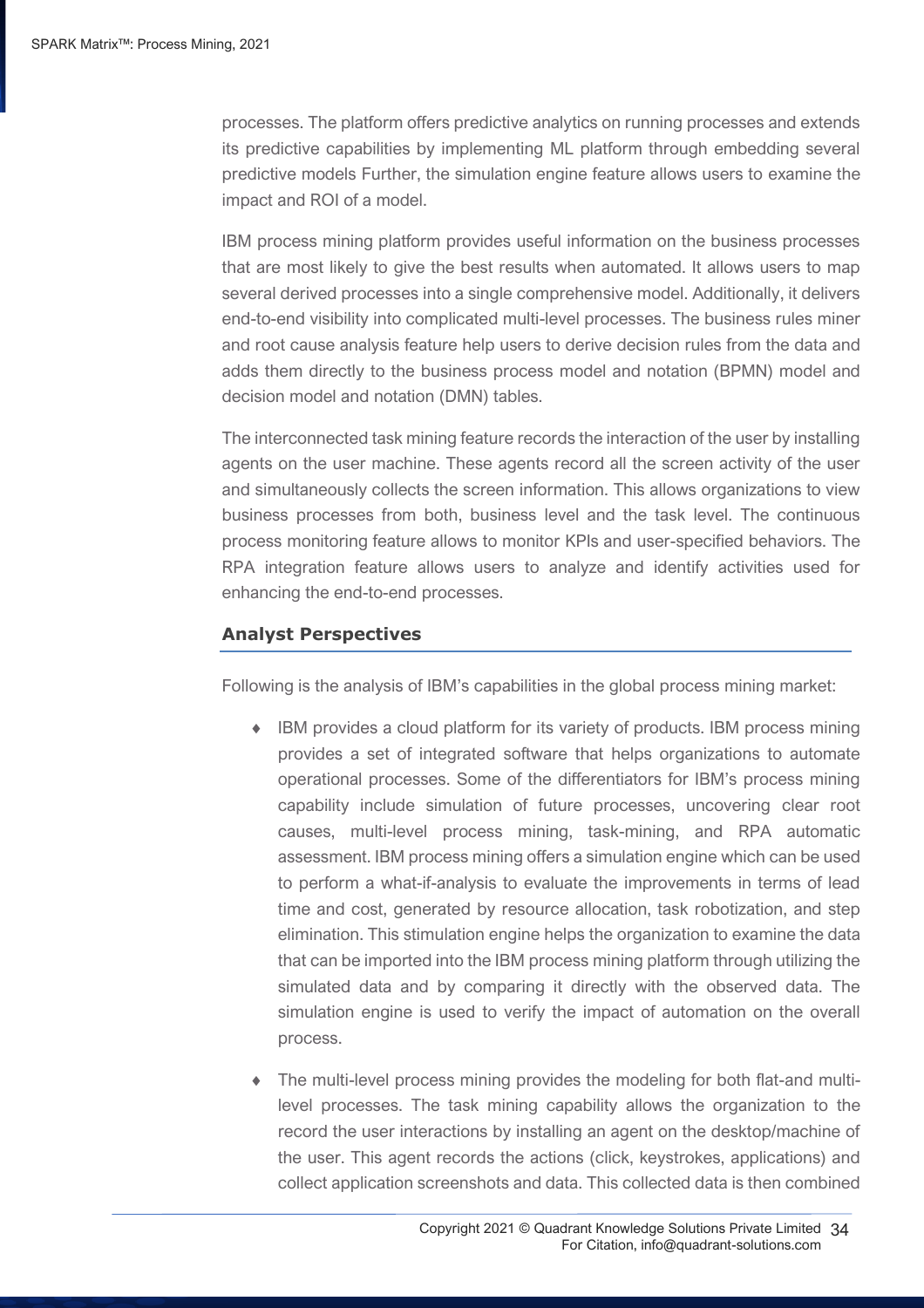processes. The platform offers predictive analytics on running processes and extends its predictive capabilities by implementing ML platform through embedding several predictive models Further, the simulation engine feature allows users to examine the impact and ROI of a model.

IBM process mining platform provides useful information on the business processes that are most likely to give the best results when automated. It allows users to map several derived processes into a single comprehensive model. Additionally, it delivers end-to-end visibility into complicated multi-level processes. The business rules miner and root cause analysis feature help users to derive decision rules from the data and adds them directly to the business process model and notation (BPMN) model and decision model and notation (DMN) tables.

The interconnected task mining feature records the interaction of the user by installing agents on the user machine. These agents record all the screen activity of the user and simultaneously collects the screen information. This allows organizations to view business processes from both, business level and the task level. The continuous process monitoring feature allows to monitor KPIs and user-specified behaviors. The RPA integration feature allows users to analyze and identify activities used for enhancing the end-to-end processes.

## Analyst Perspectives

Following is the analysis of IBM's capabilities in the global process mining market:

- IBM provides a cloud platform for its variety of products. IBM process mining provides a set of integrated software that helps organizations to automate operational processes. Some of the differentiators for IBM's process mining capability include simulation of future processes, uncovering clear root causes, multi-level process mining, task-mining, and RPA automatic assessment. IBM process mining offers a simulation engine which can be used to perform a what-if-analysis to evaluate the improvements in terms of lead time and cost, generated by resource allocation, task robotization, and step elimination. This stimulation engine helps the organization to examine the data that can be imported into the IBM process mining platform through utilizing the simulated data and by comparing it directly with the observed data. The simulation engine is used to verify the impact of automation on the overall process.

- The multi-level process mining provides the modeling for both flat-and multi-level processes. The task mining capability allows the organization to the record the user interactions by installing an agent on the desktop/machine of the user. This agent records the actions (click, keystrokes, applications) and collect application screenshots and data. This collected data is then combined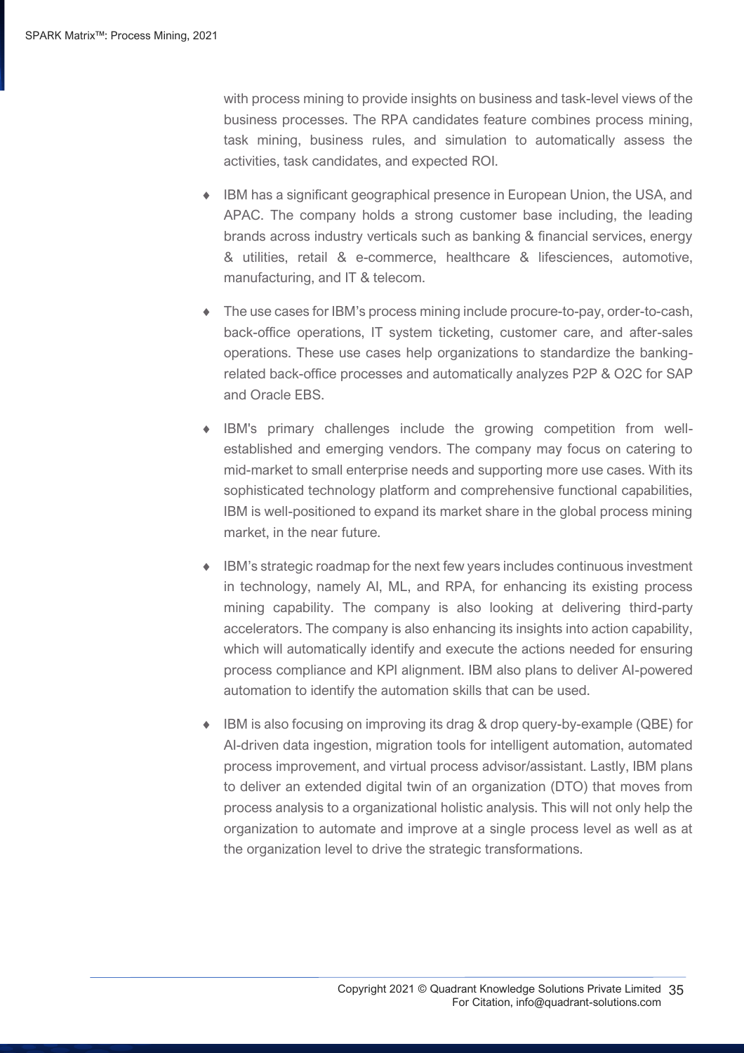with process mining to provide insights on business and task-level views of the business processes. The RPA candidates feature combines process mining, task mining, business rules, and simulation to automatically assess the activities, task candidates, and expected ROI.

- IBM has a significant geographical presence in European Union, the USA, and APAC. The company holds a strong customer base including, the leading brands across industry verticals such as banking & financial services, energy & utilities, retail & e-commerce, healthcare & lifesciences, automotive, manufacturing, and IT & telecom.

- The use cases for IBM's process mining include procure-to-pay, order-to-cash, back-office operations, IT system ticketing, customer care, and after-sales operations. These use cases help organizations to standardize the banking-related back-office processes and automatically analyzes P2P & O2C for SAP and Oracle EBS.

- IBM's primary challenges include the growing competition from well-established and emerging vendors. The company may focus on catering to mid-market to small enterprise needs and supporting more use cases. With its sophisticated technology platform and comprehensive functional capabilities, IBM is well-positioned to expand its market share in the global process mining market, in the near future.

- IBM's strategic roadmap for the next few years includes continuous investment in technology, namely AI, ML, and RPA, for enhancing its existing process mining capability. The company is also looking at delivering third-party accelerators. The company is also enhancing its insights into action capability, which will automatically identify and execute the actions needed for ensuring process compliance and KPI alignment. IBM also plans to deliver AI-powered automation to identify the automation skills that can be used.

- IBM is also focusing on improving its drag & drop query-by-example (QBE) for AI-driven data ingestion, migration tools for intelligent automation, automated process improvement, and virtual process advisor/assistant. Lastly, IBM plans to deliver an extended digital twin of an organization (DTO) that moves from process analysis to a organizational holistic analysis. This will not only help the organization to automate and improve at a single process level as well as at the organization level to drive the strategic transformations.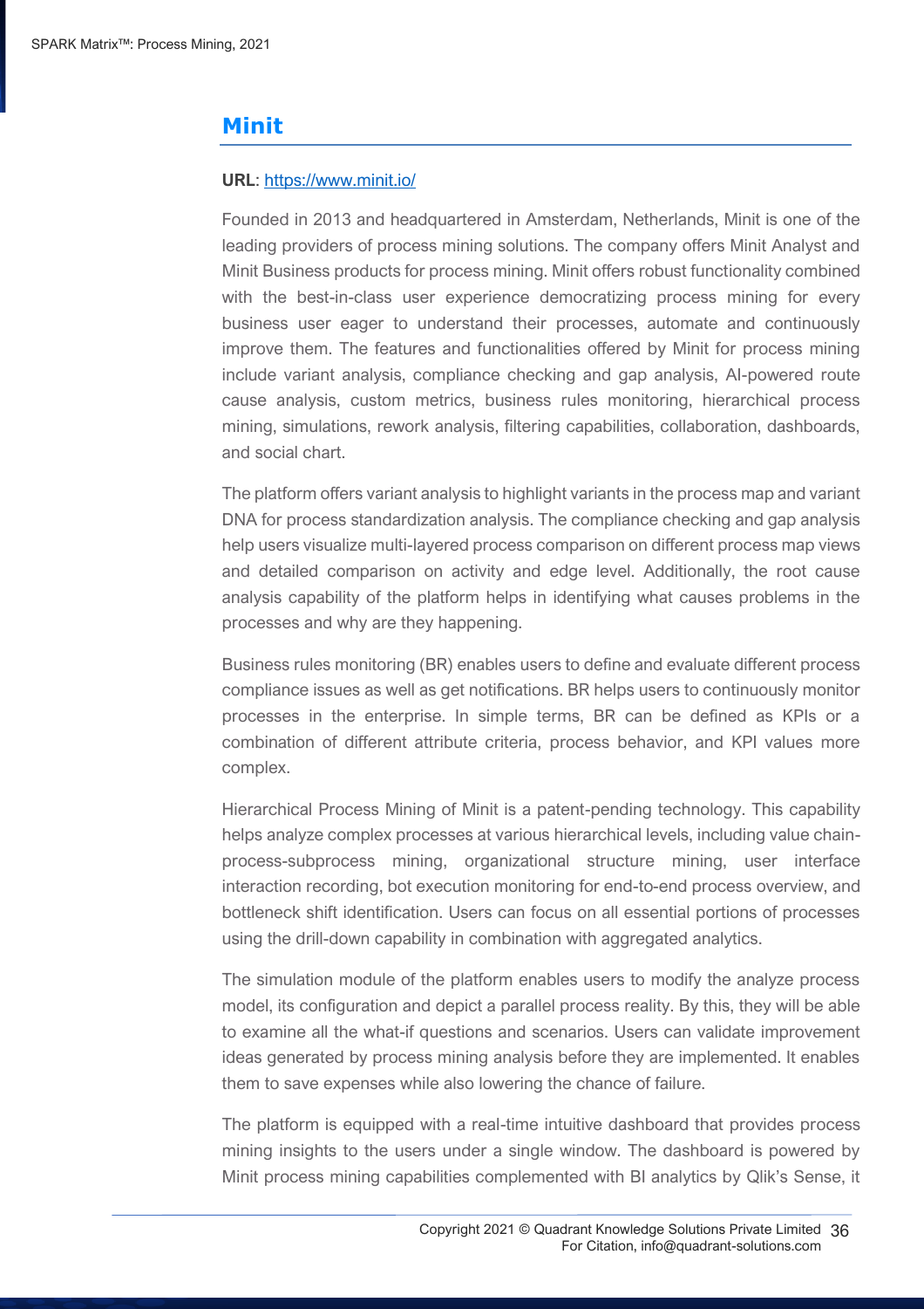## Minit

**URL**: [https://www.minit.io/](https://www.minit.io/)

Founded in 2013 and headquartered in Amsterdam, Netherlands, Minit is one of the leading providers of process mining solutions. The company offers Minit Analyst and Minit Business products for process mining. Minit offers robust functionality combined with the best-in-class user experience democratizing process mining for every business user eager to understand their processes, automate and continuously improve them. The features and functionalities offered by Minit for process mining include variant analysis, compliance checking and gap analysis, AI-powered route cause analysis, custom metrics, business rules monitoring, hierarchical process mining, simulations, rework analysis, filtering capabilities, collaboration, dashboards, and social chart.

The platform offers variant analysis to highlight variants in the process map and variant DNA for process standardization analysis. The compliance checking and gap analysis help users visualize multi-layered process comparison on different process map views and detailed comparison on activity and edge level. Additionally, the root cause analysis capability of the platform helps in identifying what causes problems in the processes and why are they happening.

Business rules monitoring (BR) enables users to define and evaluate different process compliance issues as well as get notifications. BR helps users to continuously monitor processes in the enterprise. In simple terms, BR can be defined as KPIs or a combination of different attribute criteria, process behavior, and KPI values more complex.

Hierarchical Process Mining of Minit is a patent-pending technology. This capability helps analyze complex processes at various hierarchical levels, including value chain-process-subprocess mining, organizational structure mining, user interface interaction recording, bot execution monitoring for end-to-end process overview, and bottleneck shift identification. Users can focus on all essential portions of processes using the drill-down capability in combination with aggregated analytics.

The simulation module of the platform enables users to modify the analyze process model, its configuration and depict a parallel process reality. By this, they will be able to examine all the what-if questions and scenarios. Users can validate improvement ideas generated by process mining analysis before they are implemented. It enables them to save expenses while also lowering the chance of failure.

The platform is equipped with a real-time intuitive dashboard that provides process mining insights to the users under a single window. The dashboard is powered by Minit process mining capabilities complemented with BI analytics by Qlik's Sense, it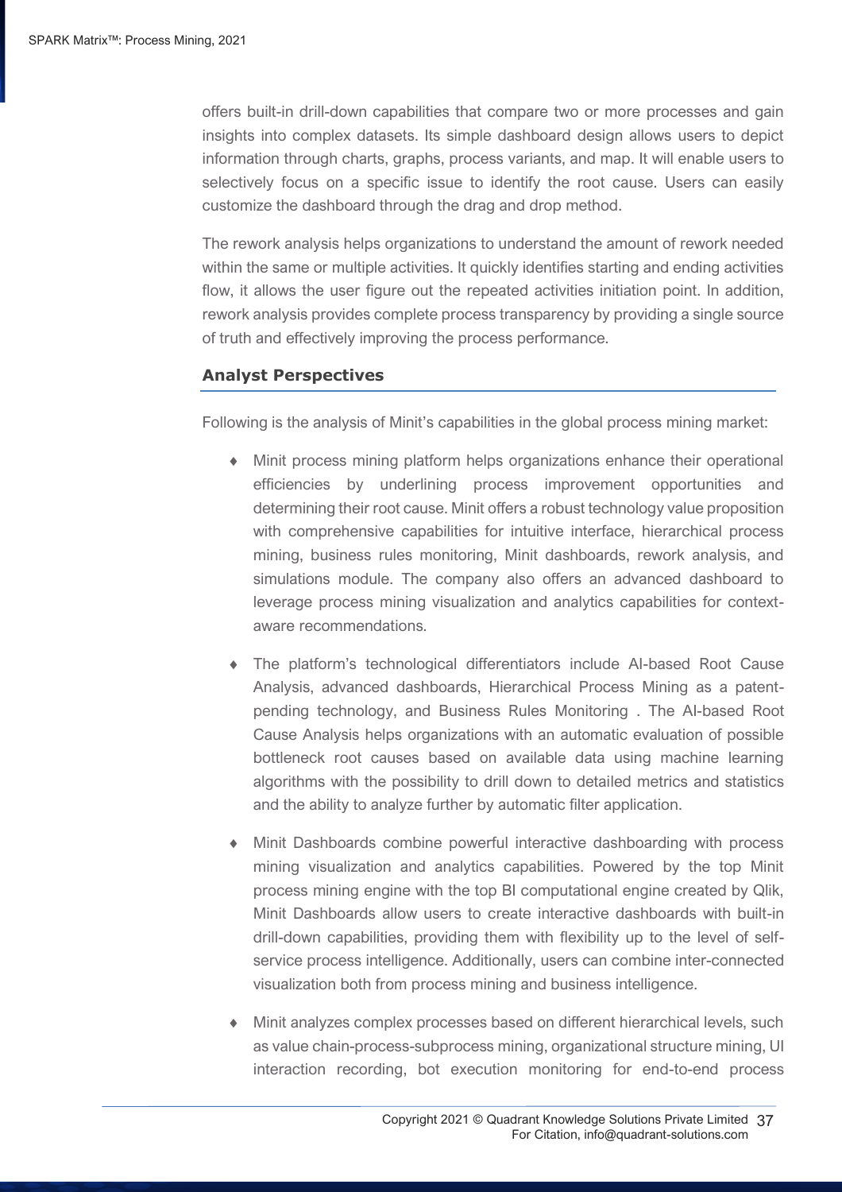offers built-in drill-down capabilities that compare two or more processes and gain insights into complex datasets. Its simple dashboard design allows users to depict information through charts, graphs, process variants, and map. It will enable users to selectively focus on a specific issue to identify the root cause. Users can easily customize the dashboard through the drag and drop method.

The rework analysis helps organizations to understand the amount of rework needed within the same or multiple activities. It quickly identifies starting and ending activities flow, it allows the user figure out the repeated activities initiation point. In addition, rework analysis provides complete process transparency by providing a single source of truth and effectively improving the process performance.

### Analyst Perspectives

Following is the analysis of Minit's capabilities in the global process mining market:

- Minit process mining platform helps organizations enhance their operational efficiencies by underlining process improvement opportunities and determining their root cause. Minit offers a robust technology value proposition with comprehensive capabilities for intuitive interface, hierarchical process mining, business rules monitoring, Minit dashboards, rework analysis, and simulations module. The company also offers an advanced dashboard to leverage process mining visualization and analytics capabilities for context-aware recommendations.

- The platform's technological differentiators include AI-based Root Cause Analysis, advanced dashboards, Hierarchical Process Mining as a patent-pending technology, and Business Rules Monitoring . The AI-based Root Cause Analysis helps organizations with an automatic evaluation of possible bottleneck root causes based on available data using machine learning algorithms with the possibility to drill down to detailed metrics and statistics and the ability to analyze further by automatic filter application.

- Minit Dashboards combine powerful interactive dashboarding with process mining visualization and analytics capabilities. Powered by the top Minit process mining engine with the top BI computational engine created by Qlik, Minit Dashboards allow users to create interactive dashboards with built-in drill-down capabilities, providing them with flexibility up to the level of self-service process intelligence. Additionally, users can combine inter-connected visualization both from process mining and business intelligence.

- Minit analyzes complex processes based on different hierarchical levels, such as value chain-process-subprocess mining, organizational structure mining, UI interaction recording, bot execution monitoring for end-to-end process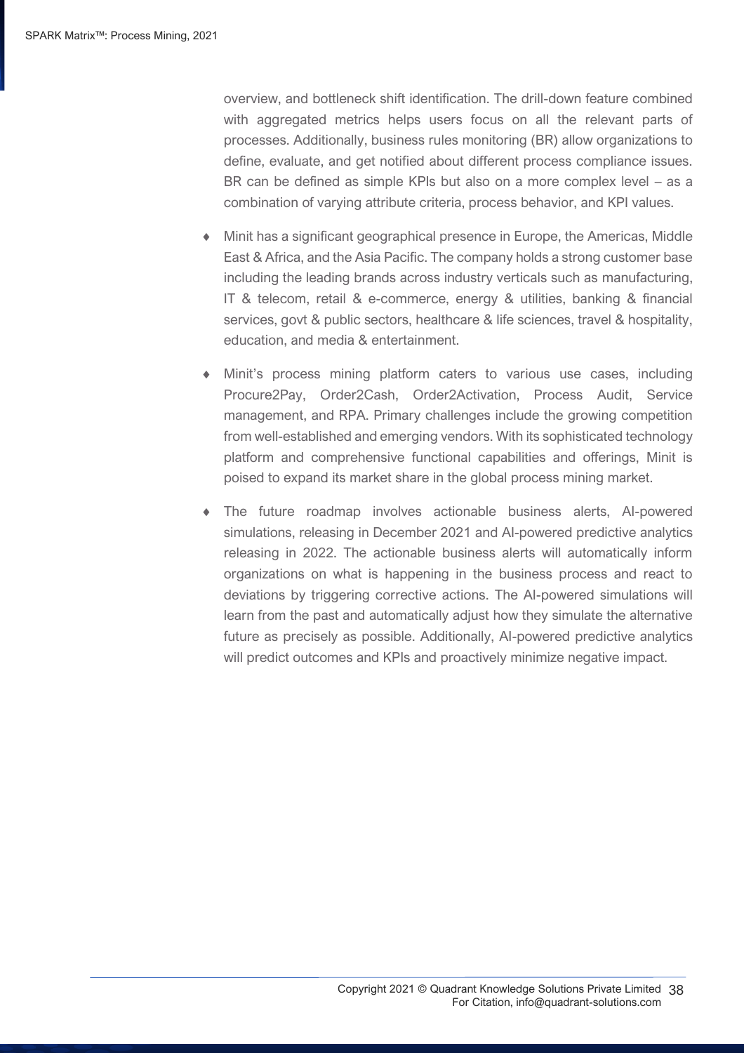overview, and bottleneck shift identification. The drill-down feature combined with aggregated metrics helps users focus on all the relevant parts of processes. Additionally, business rules monitoring (BR) allow organizations to define, evaluate, and get notified about different process compliance issues. BR can be defined as simple KPIs but also on a more complex level – as a combination of varying attribute criteria, process behavior, and KPI values.

- Minit has a significant geographical presence in Europe, the Americas, Middle East & Africa, and the Asia Pacific. The company holds a strong customer base including the leading brands across industry verticals such as manufacturing, IT & telecom, retail & e-commerce, energy & utilities, banking & financial services, govt & public sectors, healthcare & life sciences, travel & hospitality, education, and media & entertainment.

- Minit's process mining platform caters to various use cases, including Procure2Pay, Order2Cash, Order2Activation, Process Audit, Service management, and RPA. Primary challenges include the growing competition from well-established and emerging vendors. With its sophisticated technology platform and comprehensive functional capabilities and offerings, Minit is poised to expand its market share in the global process mining market.

- The future roadmap involves actionable business alerts, AI-powered simulations, releasing in December 2021 and AI-powered predictive analytics releasing in 2022. The actionable business alerts will automatically inform organizations on what is happening in the business process and react to deviations by triggering corrective actions. The AI-powered simulations will learn from the past and automatically adjust how they simulate the alternative future as precisely as possible. Additionally, AI-powered predictive analytics will predict outcomes and KPIs and proactively minimize negative impact.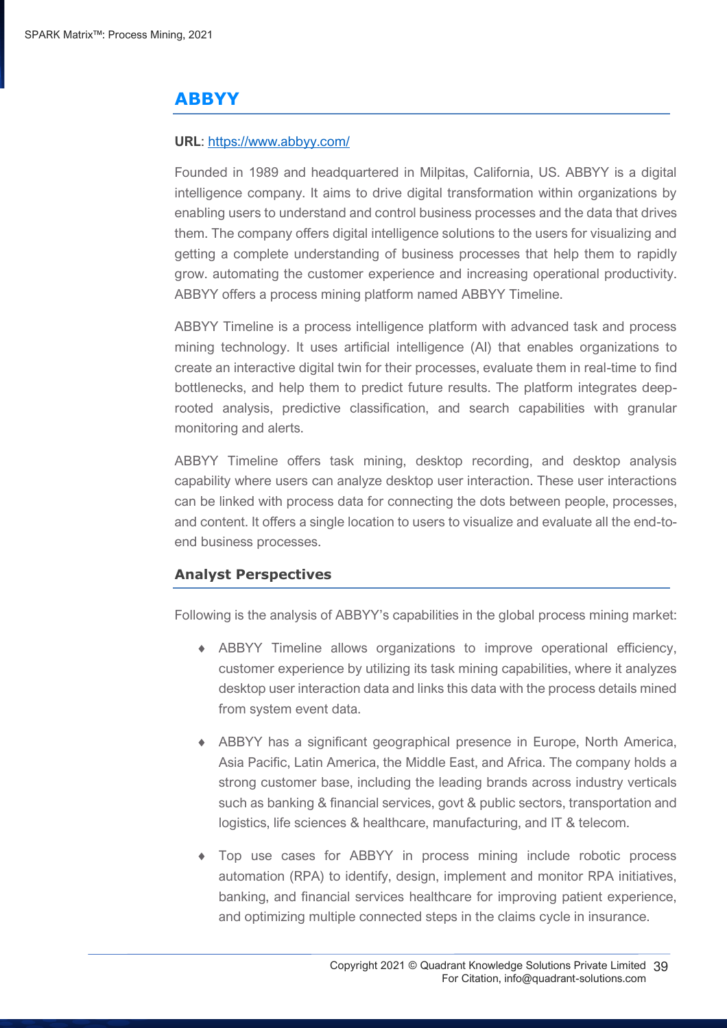## ABBYY

**URL**: https://www.abbyy.com/

Founded in 1989 and headquartered in Milpitas, California, US. ABBYY is a digital intelligence company. It aims to drive digital transformation within organizations by enabling users to understand and control business processes and the data that drives them. The company offers digital intelligence solutions to the users for visualizing and getting a complete understanding of business processes that help them to rapidly grow. automating the customer experience and increasing operational productivity. ABBYY offers a process mining platform named ABBYY Timeline.

ABBYY Timeline is a process intelligence platform with advanced task and process mining technology. It uses artificial intelligence (AI) that enables organizations to create an interactive digital twin for their processes, evaluate them in real-time to find bottlenecks, and help them to predict future results. The platform integrates deep-rooted analysis, predictive classification, and search capabilities with granular monitoring and alerts.

ABBYY Timeline offers task mining, desktop recording, and desktop analysis capability where users can analyze desktop user interaction. These user interactions can be linked with process data for connecting the dots between people, processes, and content. It offers a single location to users to visualize and evaluate all the end-to-end business processes.

### Analyst Perspectives

Following is the analysis of ABBYY's capabilities in the global process mining market:

- ABBYY Timeline allows organizations to improve operational efficiency, customer experience by utilizing its task mining capabilities, where it analyzes desktop user interaction data and links this data with the process details mined from system event data.
- ABBYY has a significant geographical presence in Europe, North America, Asia Pacific, Latin America, the Middle East, and Africa. The company holds a strong customer base, including the leading brands across industry verticals such as banking & financial services, govt & public sectors, transportation and logistics, life sciences & healthcare, manufacturing, and IT & telecom.
- Top use cases for ABBYY in process mining include robotic process automation (RPA) to identify, design, implement and monitor RPA initiatives, banking, and financial services healthcare for improving patient experience, and optimizing multiple connected steps in the claims cycle in insurance.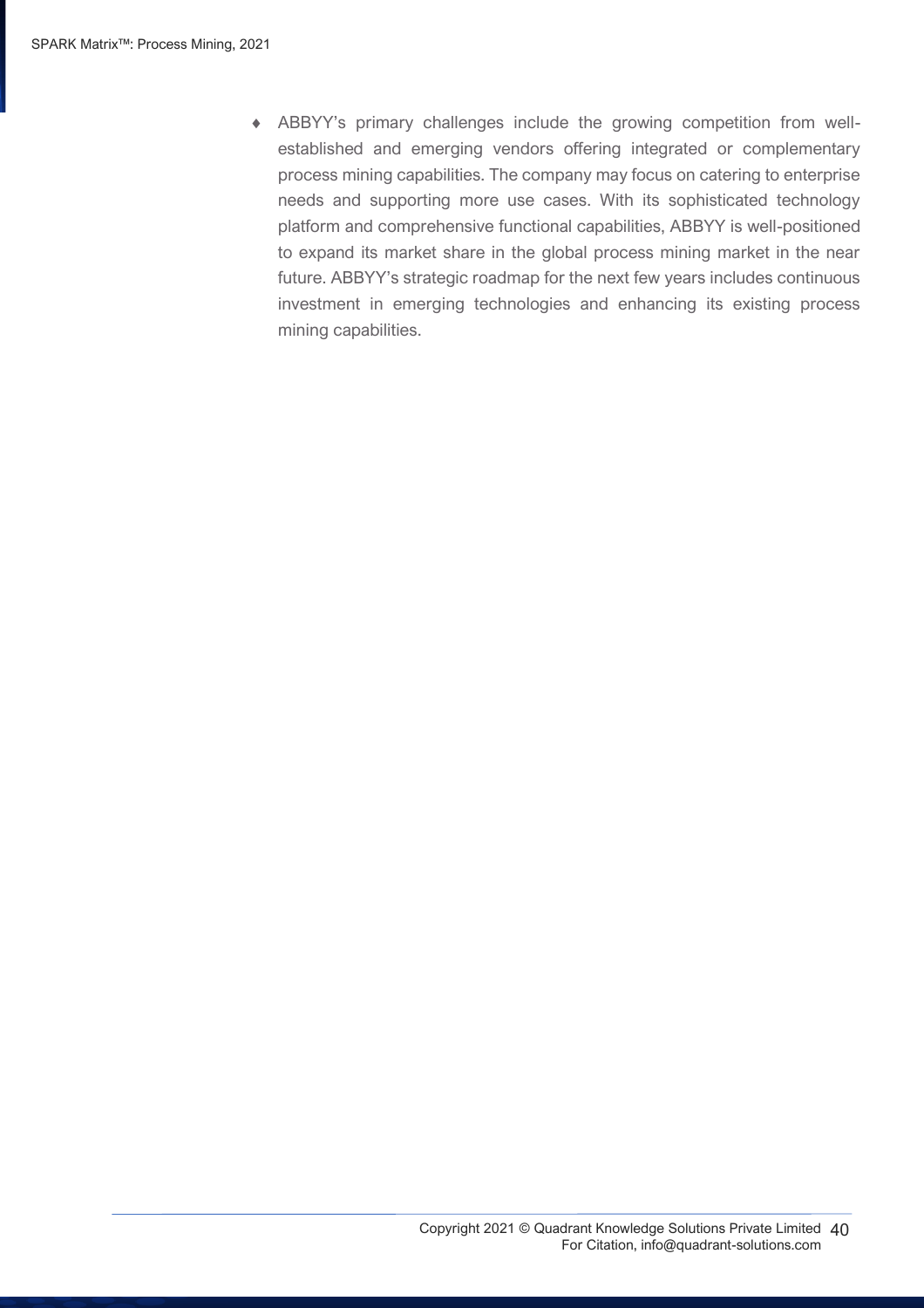- ABBYY's primary challenges include the growing competition from well-established and emerging vendors offering integrated or complementary process mining capabilities. The company may focus on catering to enterprise needs and supporting more use cases. With its sophisticated technology platform and comprehensive functional capabilities, ABBYY is well-positioned to expand its market share in the global process mining market in the near future. ABBYY's strategic roadmap for the next few years includes continuous investment in emerging technologies and enhancing its existing process mining capabilities.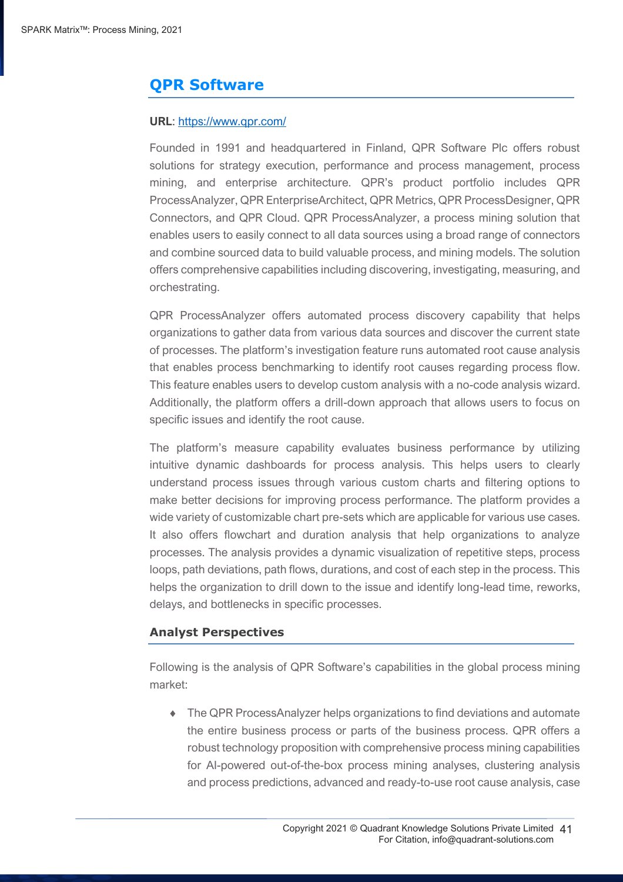## QPR Software

**URL**: [https://www.qpr.com/](https://www.qpr.com/)

Founded in 1991 and headquartered in Finland, QPR Software Plc offers robust solutions for strategy execution, performance and process management, process mining, and enterprise architecture. QPR's product portfolio includes QPR ProcessAnalyzer, QPR EnterpriseArchitect, QPR Metrics, QPR ProcessDesigner, QPR Connectors, and QPR Cloud. QPR ProcessAnalyzer, a process mining solution that enables users to easily connect to all data sources using a broad range of connectors and combine sourced data to build valuable process, and mining models. The solution offers comprehensive capabilities including discovering, investigating, measuring, and orchestrating.

QPR ProcessAnalyzer offers automated process discovery capability that helps organizations to gather data from various data sources and discover the current state of processes. The platform's investigation feature runs automated root cause analysis that enables process benchmarking to identify root causes regarding process flow. This feature enables users to develop custom analysis with a no-code analysis wizard. Additionally, the platform offers a drill-down approach that allows users to focus on specific issues and identify the root cause.

The platform's measure capability evaluates business performance by utilizing intuitive dynamic dashboards for process analysis. This helps users to clearly understand process issues through various custom charts and filtering options to make better decisions for improving process performance. The platform provides a wide variety of customizable chart pre-sets which are applicable for various use cases. It also offers flowchart and duration analysis that help organizations to analyze processes. The analysis provides a dynamic visualization of repetitive steps, process loops, path deviations, path flows, durations, and cost of each step in the process. This helps the organization to drill down to the issue and identify long-lead time, reworks, delays, and bottlenecks in specific processes.

### Analyst Perspectives

Following is the analysis of QPR Software's capabilities in the global process mining market:

- The QPR ProcessAnalyzer helps organizations to find deviations and automate the entire business process or parts of the business process. QPR offers a robust technology proposition with comprehensive process mining capabilities for AI-powered out-of-the-box process mining analyses, clustering analysis and process predictions, advanced and ready-to-use root cause analysis, case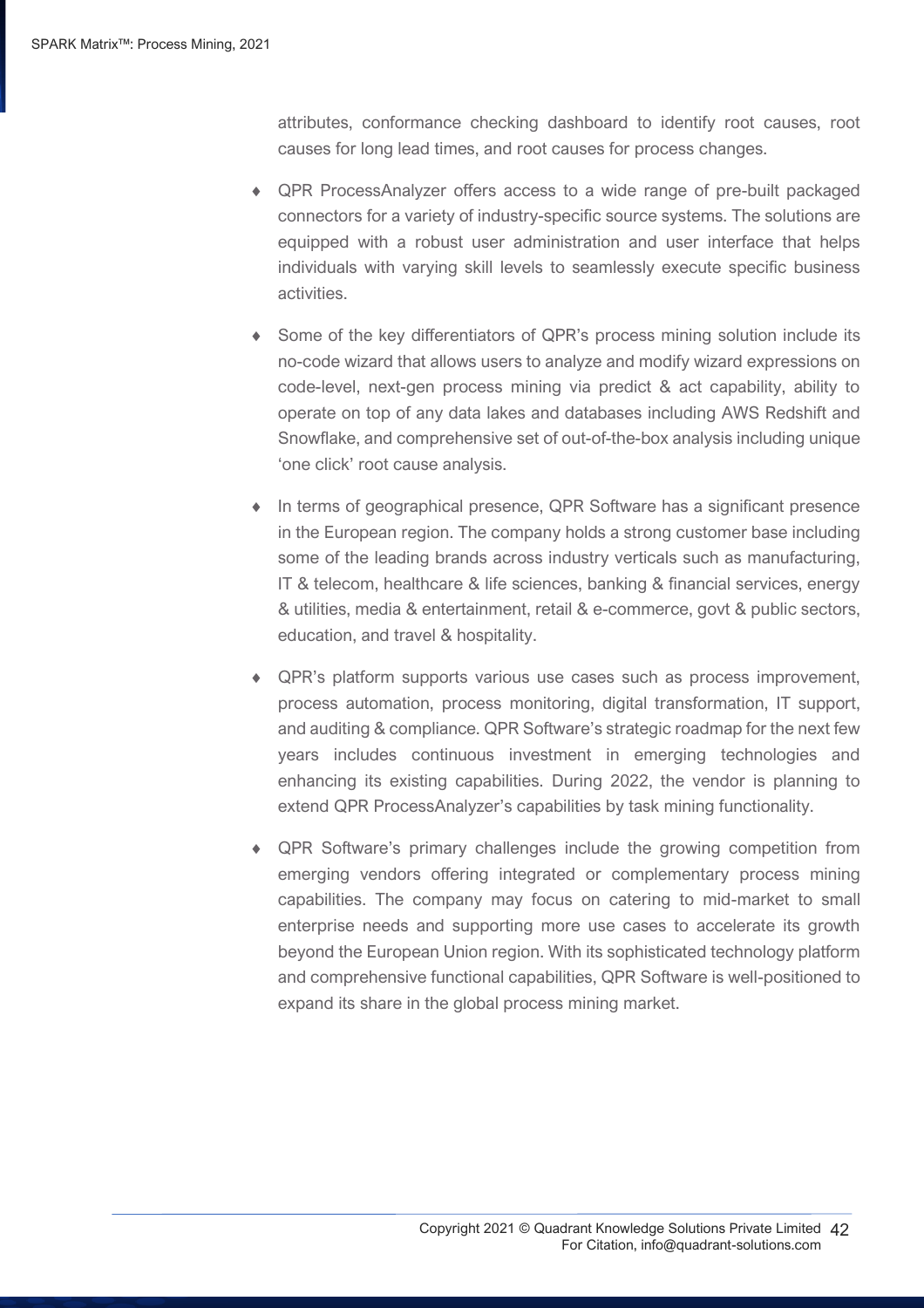attributes, conformance checking dashboard to identify root causes, root causes for long lead times, and root causes for process changes.

- QPR ProcessAnalyzer offers access to a wide range of pre-built packaged connectors for a variety of industry-specific source systems. The solutions are equipped with a robust user administration and user interface that helps individuals with varying skill levels to seamlessly execute specific business activities.

- Some of the key differentiators of QPR's process mining solution include its no-code wizard that allows users to analyze and modify wizard expressions on code-level, next-gen process mining via predict & act capability, ability to operate on top of any data lakes and databases including AWS Redshift and Snowflake, and comprehensive set of out-of-the-box analysis including unique 'one click' root cause analysis.

- In terms of geographical presence, QPR Software has a significant presence in the European region. The company holds a strong customer base including some of the leading brands across industry verticals such as manufacturing, IT & telecom, healthcare & life sciences, banking & financial services, energy & utilities, media & entertainment, retail & e-commerce, govt & public sectors, education, and travel & hospitality.

- QPR's platform supports various use cases such as process improvement, process automation, process monitoring, digital transformation, IT support, and auditing & compliance. QPR Software's strategic roadmap for the next few years includes continuous investment in emerging technologies and enhancing its existing capabilities. During 2022, the vendor is planning to extend QPR ProcessAnalyzer's capabilities by task mining functionality.

- QPR Software's primary challenges include the growing competition from emerging vendors offering integrated or complementary process mining capabilities. The company may focus on catering to mid-market to small enterprise needs and supporting more use cases to accelerate its growth beyond the European Union region. With its sophisticated technology platform and comprehensive functional capabilities, QPR Software is well-positioned to expand its share in the global process mining market.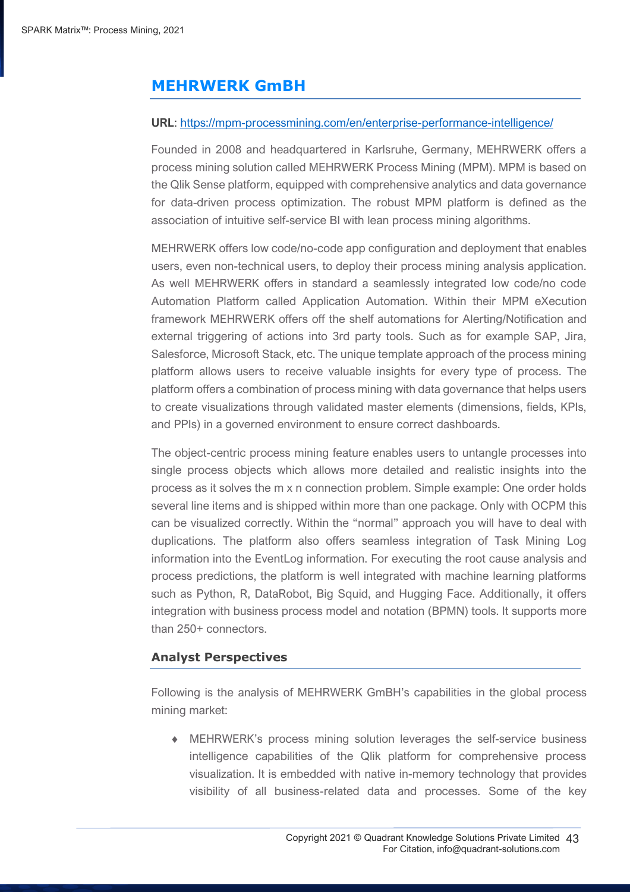## MEHRWERK GmBH

**URL**: [https://mpm-processmining.com/en/enterprise-performance-intelligence/](https://mpm-processmining.com/en/enterprise-performance-intelligence/)

Founded in 2008 and headquartered in Karlsruhe, Germany, MEHRWERK offers a process mining solution called MEHRWERK Process Mining (MPM). MPM is based on the Qlik Sense platform, equipped with comprehensive analytics and data governance for data-driven process optimization. The robust MPM platform is defined as the association of intuitive self-service BI with lean process mining algorithms.

MEHRWERK offers low code/no-code app configuration and deployment that enables users, even non-technical users, to deploy their process mining analysis application. As well MEHRWERK offers in standard a seamlessly integrated low code/no code Automation Platform called Application Automation. Within their MPM eXecution framework MEHRWERK offers off the shelf automations for Alerting/Notification and external triggering of actions into 3rd party tools. Such as for example SAP, Jira, Salesforce, Microsoft Stack, etc. The unique template approach of the process mining platform allows users to receive valuable insights for every type of process. The platform offers a combination of process mining with data governance that helps users to create visualizations through validated master elements (dimensions, fields, KPIs, and PPIs) in a governed environment to ensure correct dashboards.

The object-centric process mining feature enables users to untangle processes into single process objects which allows more detailed and realistic insights into the process as it solves the m x n connection problem. Simple example: One order holds several line items and is shipped within more than one package. Only with OCPM this can be visualized correctly. Within the "normal" approach you will have to deal with duplications. The platform also offers seamless integration of Task Mining Log information into the EventLog information. For executing the root cause analysis and process predictions, the platform is well integrated with machine learning platforms such as Python, R, DataRobot, Big Squid, and Hugging Face. Additionally, it offers integration with business process model and notation (BPMN) tools. It supports more than 250+ connectors.

### Analyst Perspectives

Following is the analysis of MEHRWERK GmBH's capabilities in the global process mining market:

- MEHRWERK's process mining solution leverages the self-service business intelligence capabilities of the Qlik platform for comprehensive process visualization. It is embedded with native in-memory technology that provides visibility of all business-related data and processes. Some of the key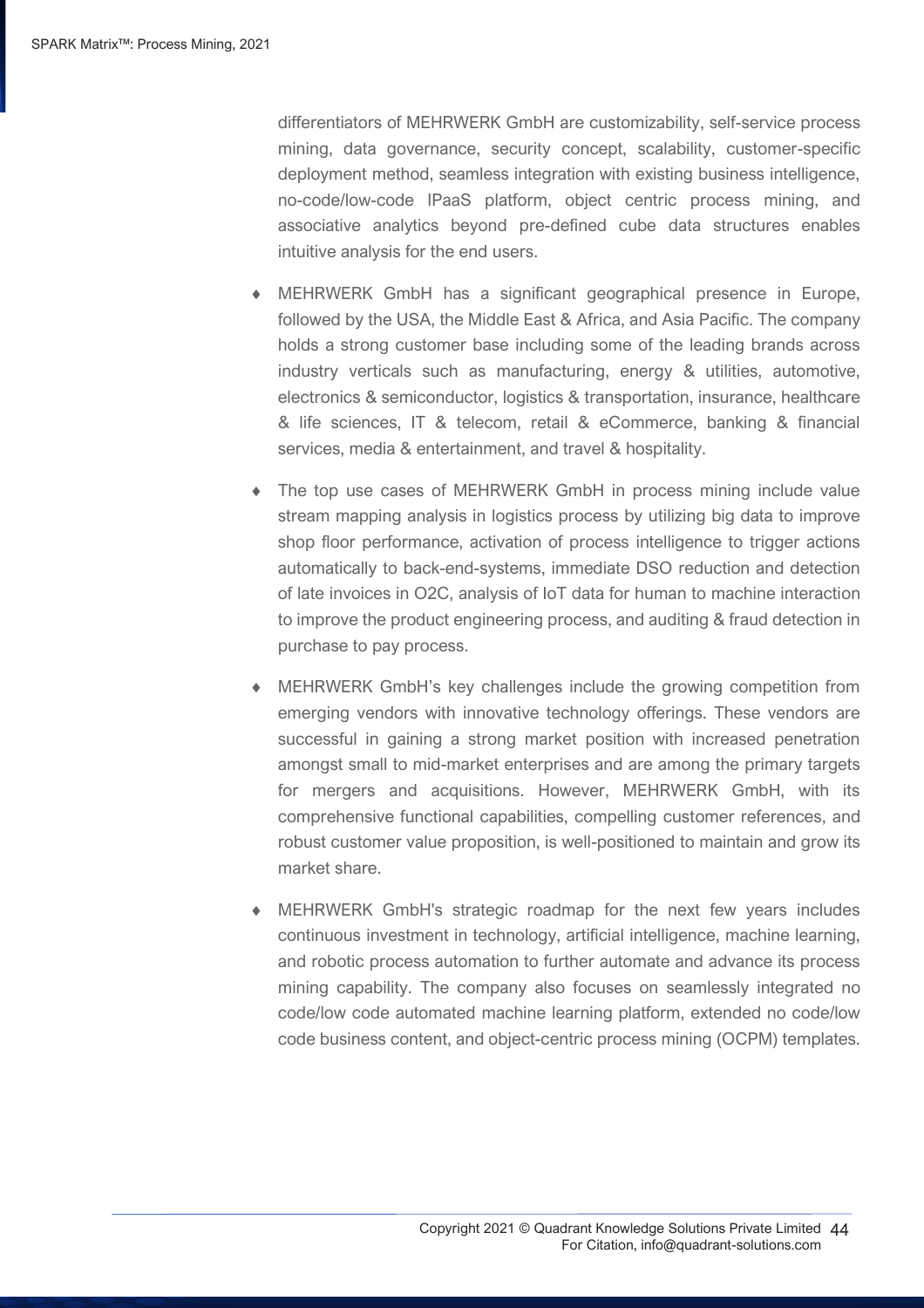differentiators of MEHRWERK GmbH are customizability, self-service process mining, data governance, security concept, scalability, customer-specific deployment method, seamless integration with existing business intelligence, no-code/low-code IPaaS platform, object centric process mining, and associative analytics beyond pre-defined cube data structures enables intuitive analysis for the end users.

- MEHRWERK GmbH has a significant geographical presence in Europe, followed by the USA, the Middle East & Africa, and Asia Pacific. The company holds a strong customer base including some of the leading brands across industry verticals such as manufacturing, energy & utilities, automotive, electronics & semiconductor, logistics & transportation, insurance, healthcare & life sciences, IT & telecom, retail & eCommerce, banking & financial services, media & entertainment, and travel & hospitality.

- The top use cases of MEHRWERK GmbH in process mining include value stream mapping analysis in logistics process by utilizing big data to improve shop floor performance, activation of process intelligence to trigger actions automatically to back-end-systems, immediate DSO reduction and detection of late invoices in O2C, analysis of IoT data for human to machine interaction to improve the product engineering process, and auditing & fraud detection in purchase to pay process.

- MEHRWERK GmbH's key challenges include the growing competition from emerging vendors with innovative technology offerings. These vendors are successful in gaining a strong market position with increased penetration amongst small to mid-market enterprises and are among the primary targets for mergers and acquisitions. However, MEHRWERK GmbH, with its comprehensive functional capabilities, compelling customer references, and robust customer value proposition, is well-positioned to maintain and grow its market share.

- MEHRWERK GmbH's strategic roadmap for the next few years includes continuous investment in technology, artificial intelligence, machine learning, and robotic process automation to further automate and advance its process mining capability. The company also focuses on seamlessly integrated no code/low code automated machine learning platform, extended no code/low code business content, and object-centric process mining (OCPM) templates.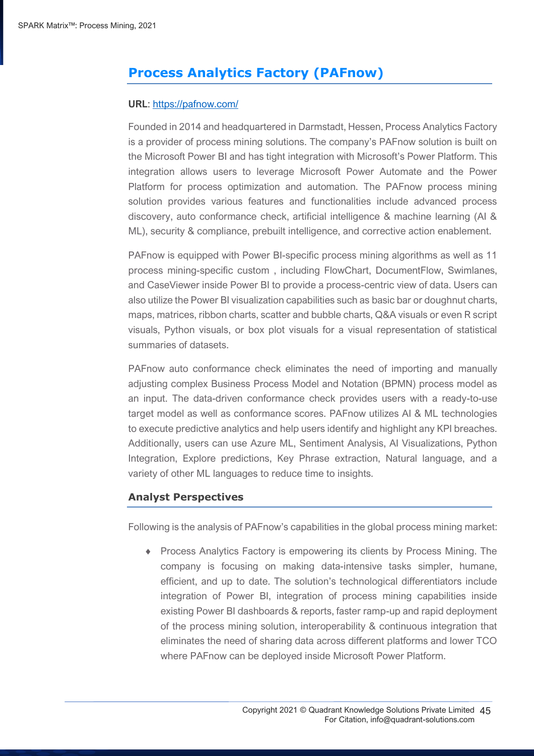## Process Analytics Factory (PAFnow)

**URL**: [https://pafnow.com/](https://pafnow.com/)

Founded in 2014 and headquartered in Darmstadt, Hessen, Process Analytics Factory is a provider of process mining solutions. The company's PAFnow solution is built on the Microsoft Power BI and has tight integration with Microsoft's Power Platform. This integration allows users to leverage Microsoft Power Automate and the Power Platform for process optimization and automation. The PAFnow process mining solution provides various features and functionalities include advanced process discovery, auto conformance check, artificial intelligence & machine learning (AI & ML), security & compliance, prebuilt intelligence, and corrective action enablement.

PAFnow is equipped with Power BI-specific process mining algorithms as well as 11 process mining-specific custom , including FlowChart, DocumentFlow, Swimlanes, and CaseViewer inside Power BI to provide a process-centric view of data. Users can also utilize the Power BI visualization capabilities such as basic bar or doughnut charts, maps, matrices, ribbon charts, scatter and bubble charts, Q&A visuals or even R script visuals, Python visuals, or box plot visuals for a visual representation of statistical summaries of datasets.

PAFnow auto conformance check eliminates the need of importing and manually adjusting complex Business Process Model and Notation (BPMN) process model as an input. The data-driven conformance check provides users with a ready-to-use target model as well as conformance scores. PAFnow utilizes AI & ML technologies to execute predictive analytics and help users identify and highlight any KPI breaches. Additionally, users can use Azure ML, Sentiment Analysis, AI Visualizations, Python Integration, Explore predictions, Key Phrase extraction, Natural language, and a variety of other ML languages to reduce time to insights.

### Analyst Perspectives

Following is the analysis of PAFnow's capabilities in the global process mining market:

- Process Analytics Factory is empowering its clients by Process Mining. The company is focusing on making data-intensive tasks simpler, humane, efficient, and up to date. The solution's technological differentiators include integration of Power BI, integration of process mining capabilities inside existing Power BI dashboards & reports, faster ramp-up and rapid deployment of the process mining solution, interoperability & continuous integration that eliminates the need of sharing data across different platforms and lower TCO where PAFnow can be deployed inside Microsoft Power Platform.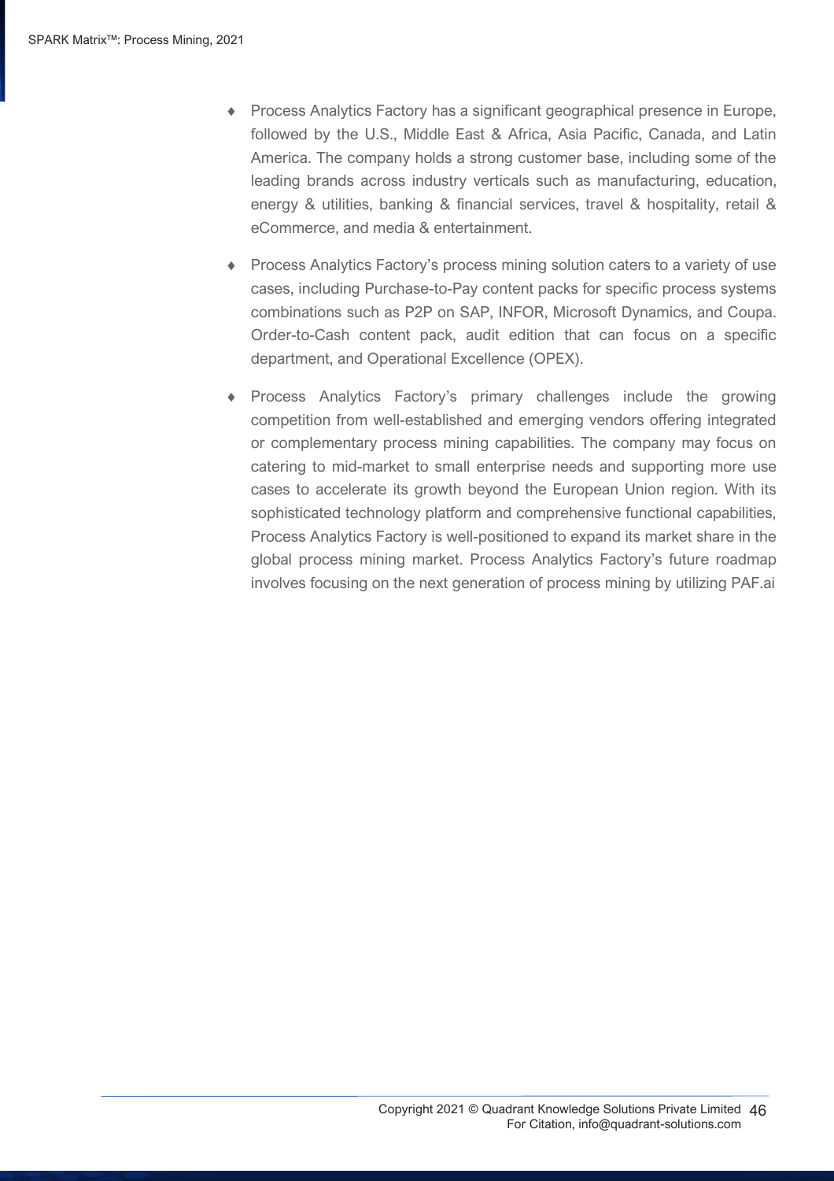- Process Analytics Factory has a significant geographical presence in Europe, followed by the U.S., Middle East & Africa, Asia Pacific, Canada, and Latin America. The company holds a strong customer base, including some of the leading brands across industry verticals such as manufacturing, education, energy & utilities, banking & financial services, travel & hospitality, retail & eCommerce, and media & entertainment.

- Process Analytics Factory's process mining solution caters to a variety of use cases, including Purchase-to-Pay content packs for specific process systems combinations such as P2P on SAP, INFOR, Microsoft Dynamics, and Coupa. Order-to-Cash content pack, audit edition that can focus on a specific department, and Operational Excellence (OPEX).

- Process Analytics Factory's primary challenges include the growing competition from well-established and emerging vendors offering integrated or complementary process mining capabilities. The company may focus on catering to mid-market to small enterprise needs and supporting more use cases to accelerate its growth beyond the European Union region. With its sophisticated technology platform and comprehensive functional capabilities, Process Analytics Factory is well-positioned to expand its market share in the global process mining market. Process Analytics Factory's future roadmap involves focusing on the next generation of process mining by utilizing PAF.ai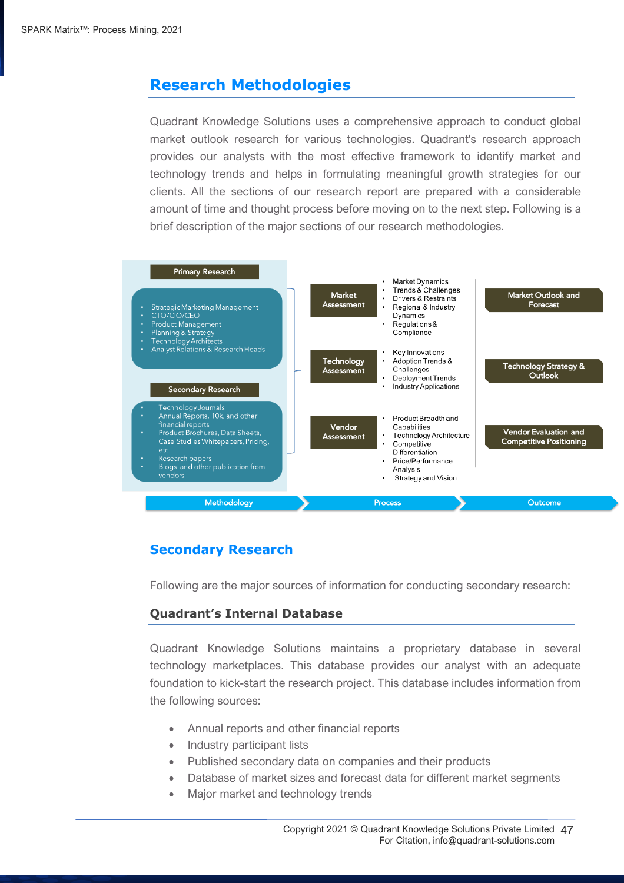## Research Methodologies

Quadrant Knowledge Solutions uses a comprehensive approach to conduct global market outlook research for various technologies. Quadrant's research approach provides our analysts with the most effective framework to identify market and technology trends and helps in formulating meaningful growth strategies for our clients. All the sections of our research report are prepared with a considerable amount of time and thought process before moving on to the next step. Following is a brief description of the major sections of our research methodologies.

**Primary Research**

- Strategic Marketing Management
- CTO/CIO/CEO
- Product Management
- Planning & Strategy
- Technology Architects
- Analyst Relations & Research Heads

**Secondary Research**

- Technology Journals
- Annual Reports, 10k, and other financial reports
- Product Brochures, Data Sheets, Case Studies Whitepapers, Pricing, etc.
- Research papers
- Blogs and other publication from vendors

**Market Assessment**

- Market Dynamics
- Trends & Challenges
- Drivers & Restraints
- Regional & Industry Dynamics
- Regulations & Compliance

**Technology Assessment**

- Key Innovations
- Adoption Trends & Challenges
- Deployment Trends
- Industry Applications

**Vendor Assessment**

- Product Breadth and Capabilities
- Technology Architecture
- Competitive Differentiation
- Price/Performance Analysis
- Strategy and Vision

**Outcomes:** Market Outlook and Forecast; Technology Strategy & Outlook; Vendor Evaluation and Competitive Positioning

Methodology → Process → Outcome

## Secondary Research

Following are the major sources of information for conducting secondary research:

### Quadrant's Internal Database

Quadrant Knowledge Solutions maintains a proprietary database in several technology marketplaces. This database provides our analyst with an adequate foundation to kick-start the research project. This database includes information from the following sources:

- Annual reports and other financial reports
- Industry participant lists
- Published secondary data on companies and their products
- Database of market sizes and forecast data for different market segments
- Major market and technology trends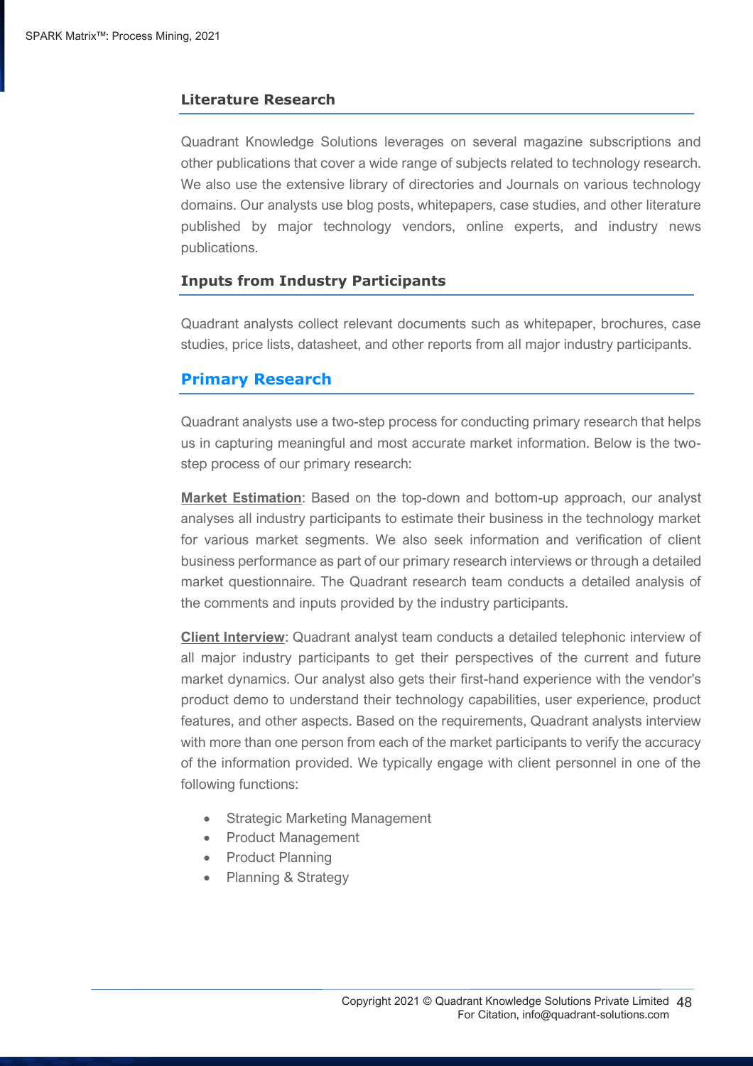### Literature Research

Quadrant Knowledge Solutions leverages on several magazine subscriptions and other publications that cover a wide range of subjects related to technology research. We also use the extensive library of directories and Journals on various technology domains. Our analysts use blog posts, whitepapers, case studies, and other literature published by major technology vendors, online experts, and industry news publications.

### Inputs from Industry Participants

Quadrant analysts collect relevant documents such as whitepaper, brochures, case studies, price lists, datasheet, and other reports from all major industry participants.

## Primary Research

Quadrant analysts use a two-step process for conducting primary research that helps us in capturing meaningful and most accurate market information. Below is the two-step process of our primary research:

**Market Estimation**: Based on the top-down and bottom-up approach, our analyst analyses all industry participants to estimate their business in the technology market for various market segments. We also seek information and verification of client business performance as part of our primary research interviews or through a detailed market questionnaire. The Quadrant research team conducts a detailed analysis of the comments and inputs provided by the industry participants.

**Client Interview**: Quadrant analyst team conducts a detailed telephonic interview of all major industry participants to get their perspectives of the current and future market dynamics. Our analyst also gets their first-hand experience with the vendor's product demo to understand their technology capabilities, user experience, product features, and other aspects. Based on the requirements, Quadrant analysts interview with more than one person from each of the market participants to verify the accuracy of the information provided. We typically engage with client personnel in one of the following functions:

- Strategic Marketing Management
- Product Management
- Product Planning
- Planning & Strategy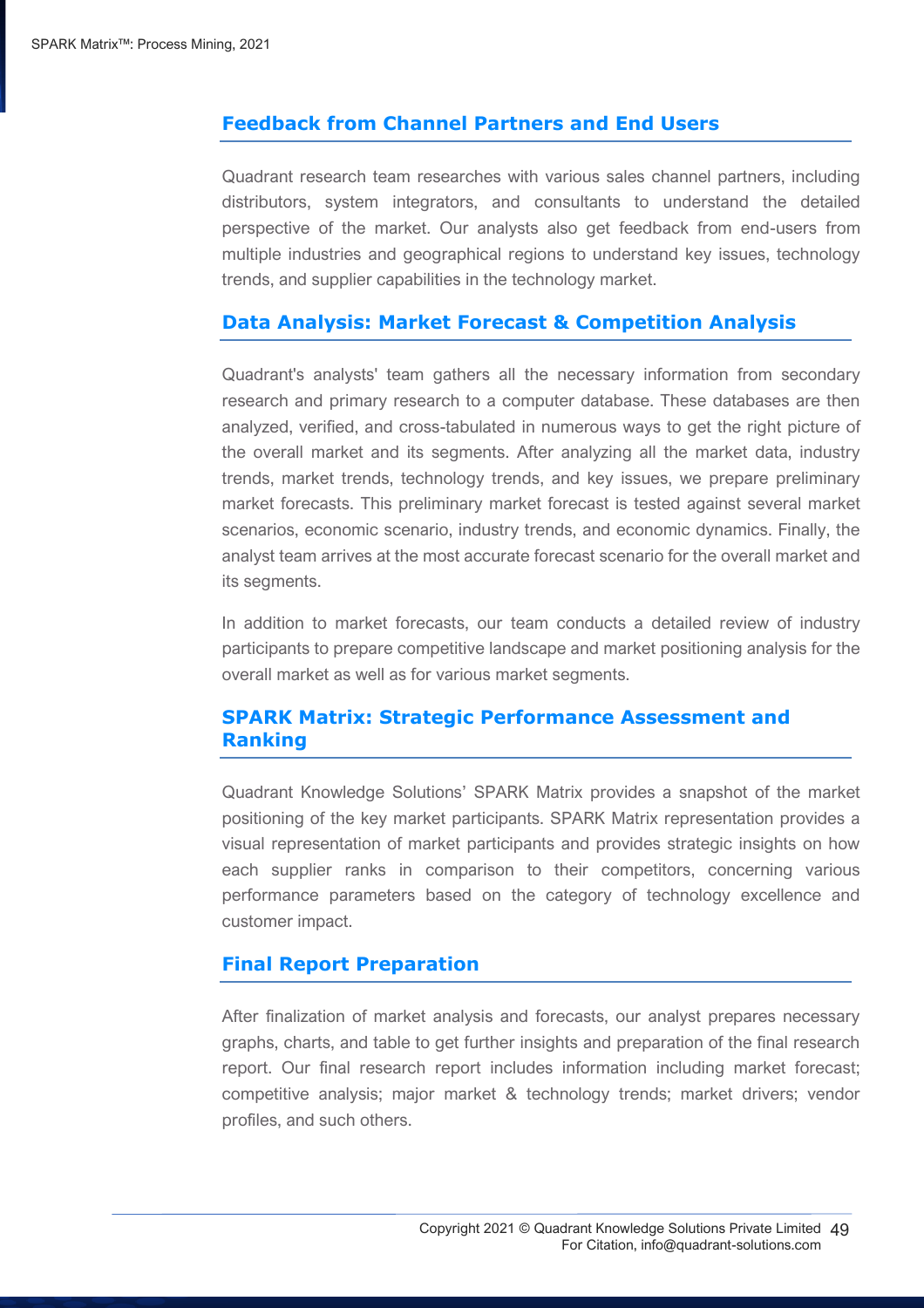## Feedback from Channel Partners and End Users

Quadrant research team researches with various sales channel partners, including distributors, system integrators, and consultants to understand the detailed perspective of the market. Our analysts also get feedback from end-users from multiple industries and geographical regions to understand key issues, technology trends, and supplier capabilities in the technology market.

## Data Analysis: Market Forecast & Competition Analysis

Quadrant's analysts' team gathers all the necessary information from secondary research and primary research to a computer database. These databases are then analyzed, verified, and cross-tabulated in numerous ways to get the right picture of the overall market and its segments. After analyzing all the market data, industry trends, market trends, technology trends, and key issues, we prepare preliminary market forecasts. This preliminary market forecast is tested against several market scenarios, economic scenario, industry trends, and economic dynamics. Finally, the analyst team arrives at the most accurate forecast scenario for the overall market and its segments.

In addition to market forecasts, our team conducts a detailed review of industry participants to prepare competitive landscape and market positioning analysis for the overall market as well as for various market segments.

## SPARK Matrix: Strategic Performance Assessment and Ranking

Quadrant Knowledge Solutions' SPARK Matrix provides a snapshot of the market positioning of the key market participants. SPARK Matrix representation provides a visual representation of market participants and provides strategic insights on how each supplier ranks in comparison to their competitors, concerning various performance parameters based on the category of technology excellence and customer impact.

## Final Report Preparation

After finalization of market analysis and forecasts, our analyst prepares necessary graphs, charts, and table to get further insights and preparation of the final research report. Our final research report includes information including market forecast; competitive analysis; major market & technology trends; market drivers; vendor profiles, and such others.